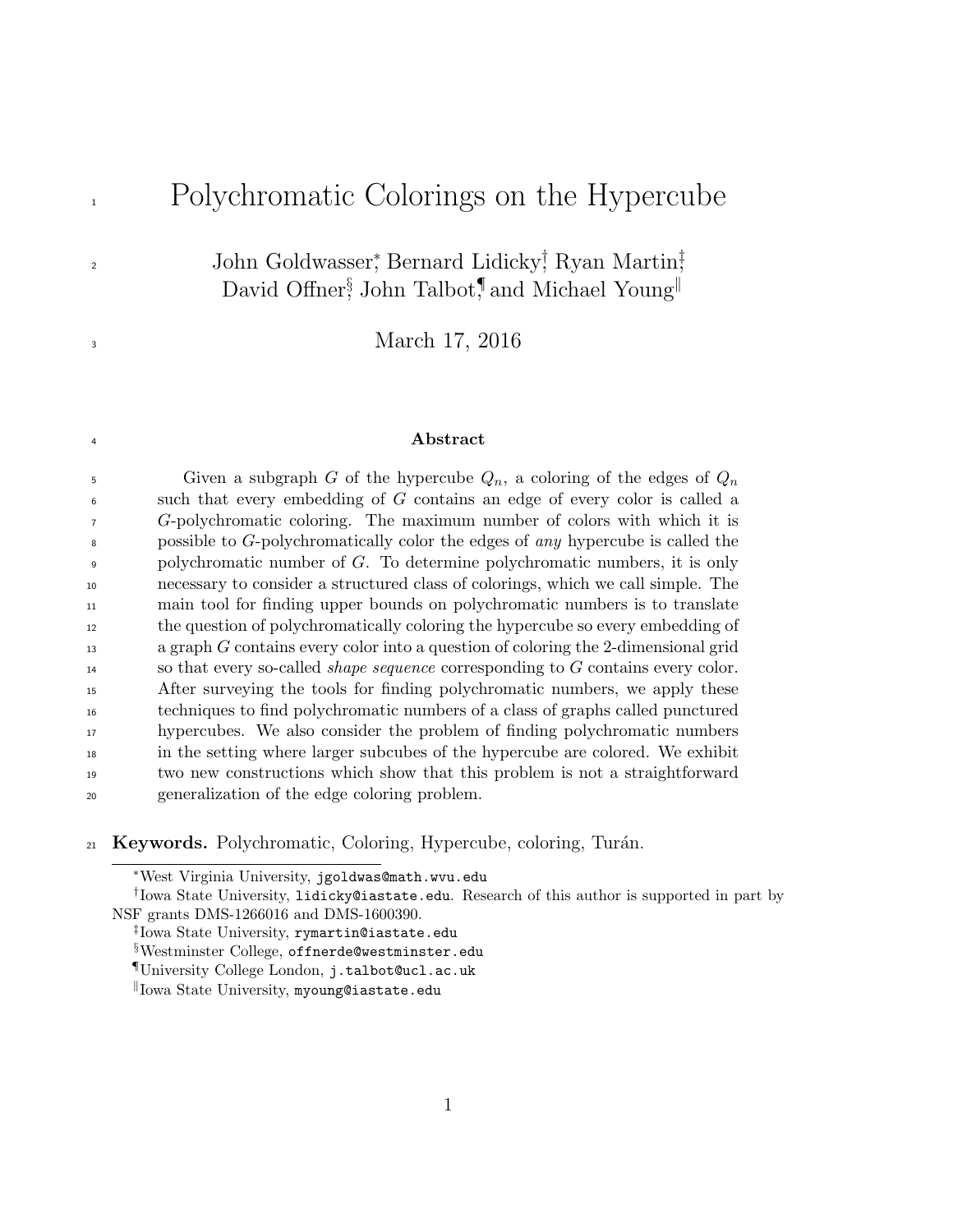# Polychromatic Colorings on the Hypercube

John Goldwasser[*], Bernard Lidicky[†], Ryan Martin[‡], David Offner[§], John Talbot[¶] and Michael Young[‖]

March 17, 2016

## Abstract

Given a subgraph $G$ of the hypercube $Q_n$, a coloring of the edges of $Q_n$ such that every embedding of $G$ contains an edge of every color is called a $G$-polychromatic coloring. The maximum number of colors with which it is possible to $G$-polychromatically color the edges of *any* hypercube is called the polychromatic number of $G$. To determine polychromatic numbers, it is only necessary to consider a structured class of colorings, which we call simple. The main tool for finding upper bounds on polychromatic numbers is to translate the question of polychromatically coloring the hypercube so every embedding of a graph $G$ contains every color into a question of coloring the 2-dimensional grid so that every so-called *shape sequence* corresponding to $G$ contains every color. After surveying the tools for finding polychromatic numbers, we apply these techniques to find polychromatic numbers of a class of graphs called punctured hypercubes. We also consider the problem of finding polychromatic numbers in the setting where larger subcubes of the hypercube are colored. We exhibit two new constructions which show that this problem is not a straightforward generalization of the edge coloring problem.

**Keywords.** Polychromatic, Coloring, Hypercube, coloring, Turán.

---

[*] West Virginia University, jgoldwas@math.wvu.edu

[†] Iowa State University, lidicky@iastate.edu. Research of this author is supported in part by NSF grants DMS-1266016 and DMS-1600390.

[‡] Iowa State University, rymartin@iastate.edu

[§] Westminster College, offnerde@westminster.edu

[¶] University College London, j.talbot@ucl.ac.uk

[‖] Iowa State University, myoung@iastate.edu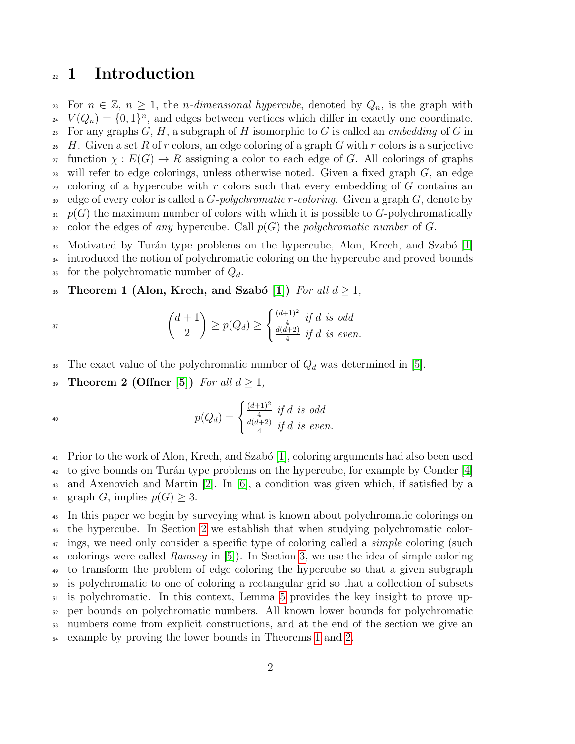# 1 Introduction

For $n \in \mathbb{Z}$, $n \geq 1$, the *n-dimensional hypercube*, denoted by $Q_n$, is the graph with $V(Q_n) = \{0,1\}^n$, and edges between vertices which differ in exactly one coordinate. For any graphs $G$, $H$, a subgraph of $H$ isomorphic to $G$ is called an *embedding* of $G$ in $H$. Given a set $R$ of $r$ colors, an edge coloring of a graph $G$ with $r$ colors is a surjective function $\chi : E(G) \to R$ assigning a color to each edge of $G$. All colorings of graphs will refer to edge colorings, unless otherwise noted. Given a fixed graph $G$, an edge coloring of a hypercube with $r$ colors such that every embedding of $G$ contains an edge of every color is called a *$G$-polychromatic $r$-coloring*. Given a graph $G$, denote by $p(G)$ the maximum number of colors with which it is possible to $G$-polychromatically color the edges of *any* hypercube. Call $p(G)$ the *polychromatic number* of $G$.

Motivated by Turán type problems on the hypercube, Alon, Krech, and Szabó [1] introduced the notion of polychromatic coloring on the hypercube and proved bounds for the polychromatic number of $Q_d$.

**Theorem 1 (Alon, Krech, and Szabó [1])** *For all $d \geq 1$,*

$$\binom{d+1}{2} \geq p(Q_d) \geq \begin{cases} \frac{(d+1)^2}{4} & \text{if } d \text{ is odd} \\ \frac{d(d+2)}{4} & \text{if } d \text{ is even.} \end{cases}$$

The exact value of the polychromatic number of $Q_d$ was determined in [5].

**Theorem 2 (Offner [5])** *For all $d \geq 1$,*

$$p(Q_d) = \begin{cases} \frac{(d+1)^2}{4} & \text{if } d \text{ is odd} \\ \frac{d(d+2)}{4} & \text{if } d \text{ is even.} \end{cases}$$

Prior to the work of Alon, Krech, and Szabó [1], coloring arguments had also been used to give bounds on Turán type problems on the hypercube, for example by Conder [4] and Axenovich and Martin [2]. In [6], a condition was given which, if satisfied by a graph $G$, implies $p(G) \geq 3$.

In this paper we begin by surveying what is known about polychromatic colorings on the hypercube. In Section 2 we establish that when studying polychromatic colorings, we need only consider a specific type of coloring called a *simple* coloring (such colorings were called *Ramsey* in [5]). In Section 3, we use the idea of simple coloring to transform the problem of edge coloring the hypercube so that a given subgraph is polychromatic to one of coloring a rectangular grid so that a collection of subsets is polychromatic. In this context, Lemma 5 provides the key insight to prove upper bounds on polychromatic numbers. All known lower bounds for polychromatic numbers come from explicit constructions, and at the end of the section we give an example by proving the lower bounds in Theorems 1 and 2.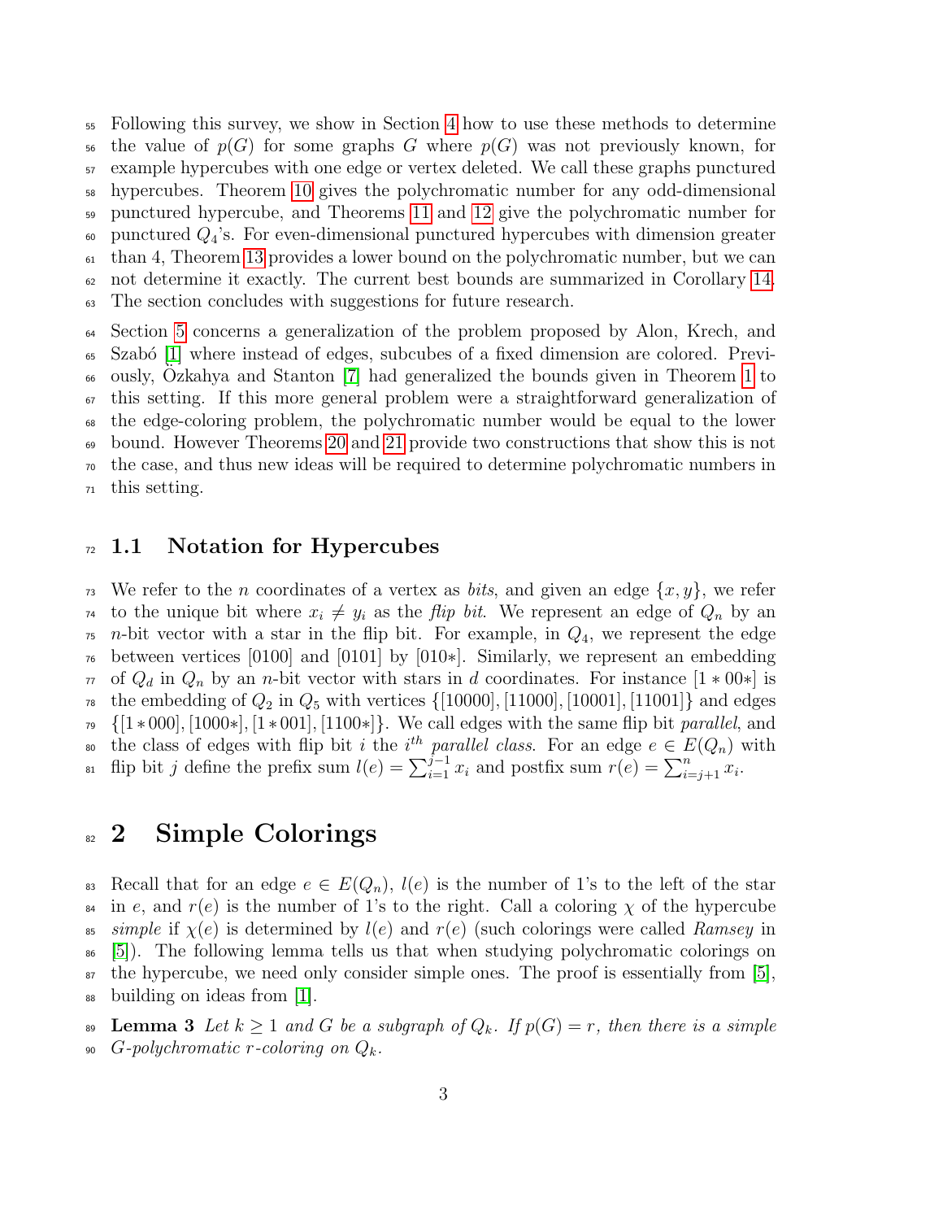Following this survey, we show in Section 4 how to use these methods to determine the value of $p(G)$ for some graphs $G$ where $p(G)$ was not previously known, for example hypercubes with one edge or vertex deleted. We call these graphs punctured hypercubes. Theorem 10 gives the polychromatic number for any odd-dimensional punctured hypercube, and Theorems 11 and 12 give the polychromatic number for punctured $Q_4$'s. For even-dimensional punctured hypercubes with dimension greater than 4, Theorem 13 provides a lower bound on the polychromatic number, but we can not determine it exactly. The current best bounds are summarized in Corollary 14. The section concludes with suggestions for future research.

Section 5 concerns a generalization of the problem proposed by Alon, Krech, and Szabó [1] where instead of edges, subcubes of a fixed dimension are colored. Previously, Özkahya and Stanton [7] had generalized the bounds given in Theorem 1 to this setting. If this more general problem were a straightforward generalization of the edge-coloring problem, the polychromatic number would be equal to the lower bound. However Theorems 20 and 21 provide two constructions that show this is not the case, and thus new ideas will be required to determine polychromatic numbers in this setting.

## 1.1 Notation for Hypercubes

We refer to the $n$ coordinates of a vertex as *bits*, and given an edge $\{x, y\}$, we refer to the unique bit where $x_i \neq y_i$ as the *flip bit*. We represent an edge of $Q_n$ by an $n$-bit vector with a star in the flip bit. For example, in $Q_4$, we represent the edge between vertices [0100] and [0101] by [010∗]. Similarly, we represent an embedding of $Q_d$ in $Q_n$ by an $n$-bit vector with stars in $d$ coordinates. For instance [1 ∗ 00∗] is the embedding of $Q_2$ in $Q_5$ with vertices $\{[10000], [11000], [10001], [11001]\}$ and edges $\{[1{*}000], [1000{*}], [1{*}001], [1100{*}]\}$. We call edges with the same flip bit *parallel*, and the class of edges with flip bit $i$ the $i^{th}$ *parallel class*. For an edge $e \in E(Q_n)$ with flip bit $j$ define the prefix sum $l(e) = \sum_{i=1}^{j-1} x_i$ and postfix sum $r(e) = \sum_{i=j+1}^{n} x_i$.

# 2 Simple Colorings

Recall that for an edge $e \in E(Q_n)$, $l(e)$ is the number of 1's to the left of the star in $e$, and $r(e)$ is the number of 1's to the right. Call a coloring $\chi$ of the hypercube *simple* if $\chi(e)$ is determined by $l(e)$ and $r(e)$ (such colorings were called *Ramsey* in [5]). The following lemma tells us that when studying polychromatic colorings on the hypercube, we need only consider simple ones. The proof is essentially from [5], building on ideas from [1].

**Lemma 3** *Let $k \geq 1$ and $G$ be a subgraph of $Q_k$. If $p(G) = r$, then there is a simple $G$-polychromatic $r$-coloring on $Q_k$.*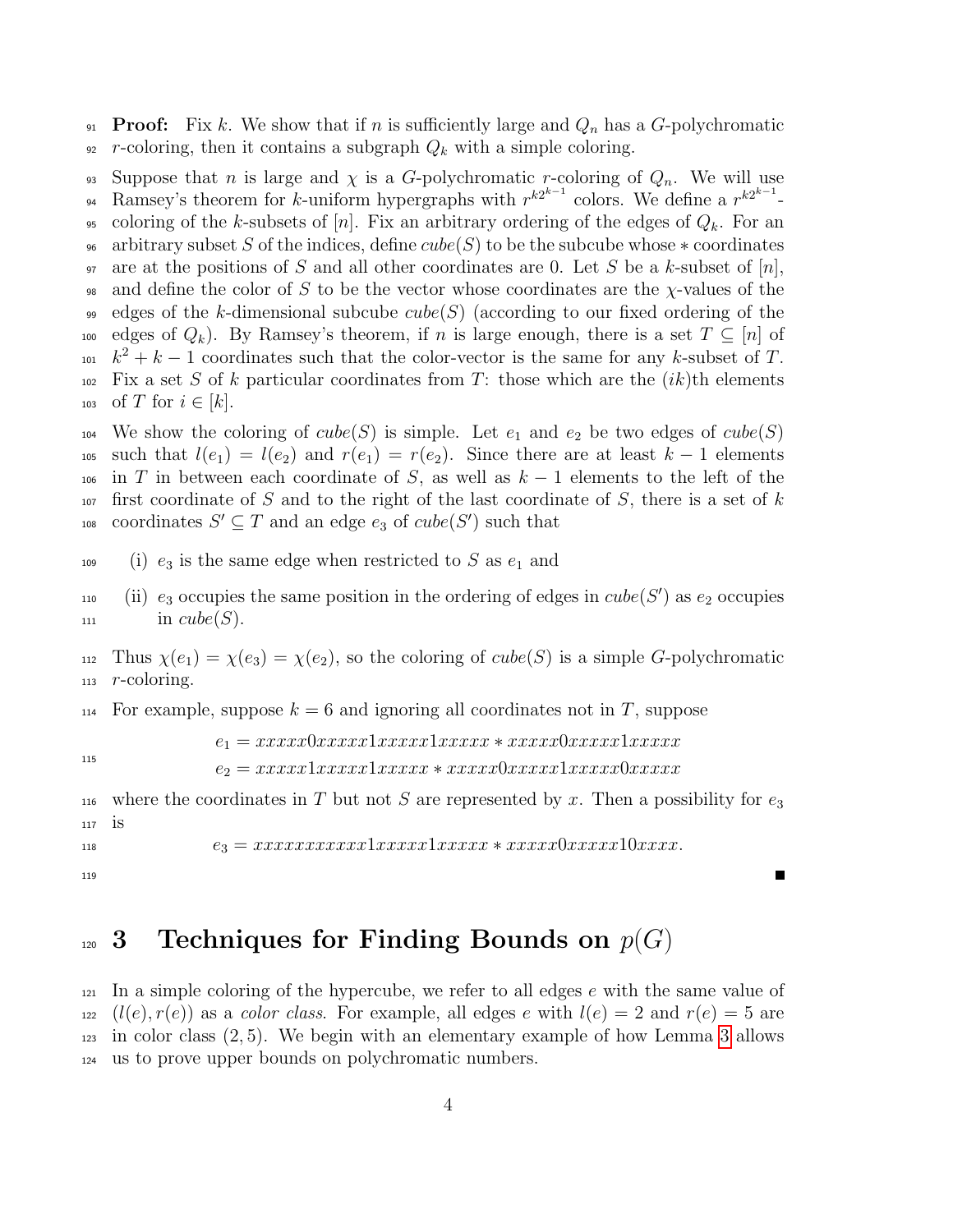**Proof:** Fix $k$. We show that if $n$ is sufficiently large and $Q_n$ has a $G$-polychromatic $r$-coloring, then it contains a subgraph $Q_k$ with a simple coloring.

Suppose that $n$ is large and $\chi$ is a $G$-polychromatic $r$-coloring of $Q_n$. We will use Ramsey's theorem for $k$-uniform hypergraphs with $r^{k2^{k-1}}$ colors. We define a $r^{k2^{k-1}}$-coloring of the $k$-subsets of $[n]$. Fix an arbitrary ordering of the edges of $Q_k$. For an arbitrary subset $S$ of the indices, define $cube(S)$ to be the subcube whose $*$ coordinates are at the positions of $S$ and all other coordinates are 0. Let $S$ be a $k$-subset of $[n]$, and define the color of $S$ to be the vector whose coordinates are the $\chi$-values of the edges of the $k$-dimensional subcube $cube(S)$ (according to our fixed ordering of the edges of $Q_k$). By Ramsey's theorem, if $n$ is large enough, there is a set $T \subseteq [n]$ of $k^2 + k - 1$ coordinates such that the color-vector is the same for any $k$-subset of $T$. Fix a set $S$ of $k$ particular coordinates from $T$: those which are the $(ik)$th elements of $T$ for $i \in [k]$.

We show the coloring of $cube(S)$ is simple. Let $e_1$ and $e_2$ be two edges of $cube(S)$ such that $l(e_1) = l(e_2)$ and $r(e_1) = r(e_2)$. Since there are at least $k - 1$ elements in $T$ in between each coordinate of $S$, as well as $k - 1$ elements to the left of the first coordinate of $S$ and to the right of the last coordinate of $S$, there is a set of $k$ coordinates $S' \subseteq T$ and an edge $e_3$ of $cube(S')$ such that

(i) $e_3$ is the same edge when restricted to $S$ as $e_1$ and

(ii) $e_3$ occupies the same position in the ordering of edges in $cube(S')$ as $e_2$ occupies in $cube(S)$.

Thus $\chi(e_1) = \chi(e_3) = \chi(e_2)$, so the coloring of $cube(S)$ is a simple $G$-polychromatic $r$-coloring.

For example, suppose $k = 6$ and ignoring all coordinates not in $T$, suppose

$$e_1 = xxxxx0xxxxx1xxxxx1xxxxx * xxxxx0xxxxx1xxxxx$$
$$e_2 = xxxxx1xxxxx1xxxxx * xxxxx0xxxxx1xxxxx0xxxxx$$

where the coordinates in $T$ but not $S$ are represented by $x$. Then a possibility for $e_3$ is

$$e_3 = xxxxxxxxxxx1xxxxx1xxxxx * xxxxx0xxxxx10xxxx.$$

■

# 3 Techniques for Finding Bounds on $p(G)$

In a simple coloring of the hypercube, we refer to all edges $e$ with the same value of $(l(e), r(e))$ as a *color class*. For example, all edges $e$ with $l(e) = 2$ and $r(e) = 5$ are in color class $(2, 5)$. We begin with an elementary example of how Lemma 3 allows us to prove upper bounds on polychromatic numbers.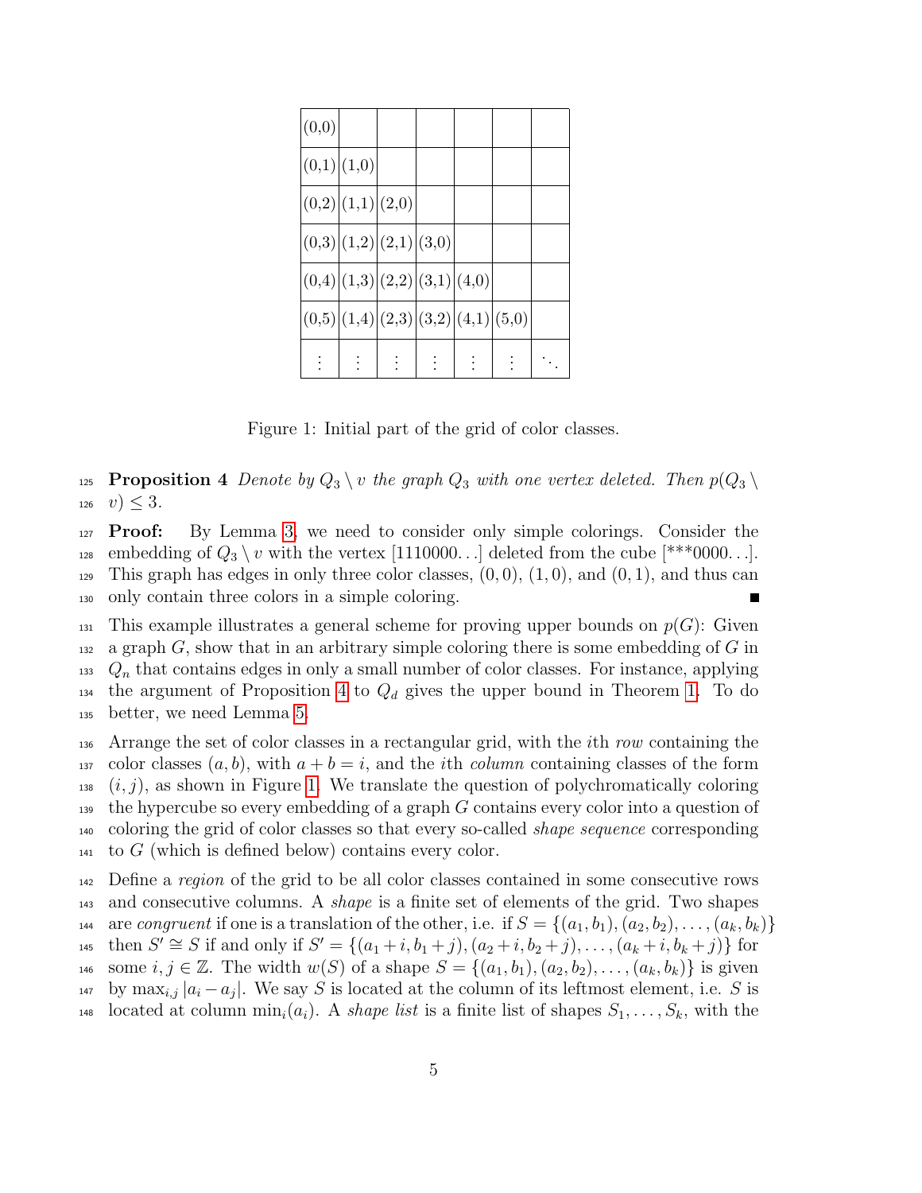| (0,0) | | | | | | |
|---|---|---|---|---|---|---|
| (0,1) | (1,0) | | | | | |
| (0,2) | (1,1) | (2,0) | | | | |
| (0,3) | (1,2) | (2,1) | (3,0) | | | |
| (0,4) | (1,3) | (2,2) | (3,1) | (4,0) | | |
| (0,5) | (1,4) | (2,3) | (3,2) | (4,1) | (5,0) | |
| ⋮ | ⋮ | ⋮ | ⋮ | ⋮ | ⋮ | ⋱ |

Figure 1: Initial part of the grid of color classes.

**Proposition 4** *Denote by $Q_3 \setminus v$ the graph $Q_3$ with one vertex deleted. Then $p(Q_3 \setminus v) \leq 3$.*

**Proof:** By Lemma 3, we need to consider only simple colorings. Consider the embedding of $Q_3 \setminus v$ with the vertex [1110000...] deleted from the cube [***0000...]. This graph has edges in only three color classes, $(0,0)$, $(1,0)$, and $(0,1)$, and thus can only contain three colors in a simple coloring. ∎

This example illustrates a general scheme for proving upper bounds on $p(G)$: Given a graph $G$, show that in an arbitrary simple coloring there is some embedding of $G$ in $Q_n$ that contains edges in only a small number of color classes. For instance, applying the argument of Proposition 4 to $Q_d$ gives the upper bound in Theorem 1. To do better, we need Lemma 5.

Arrange the set of color classes in a rectangular grid, with the $i$th *row* containing the color classes $(a,b)$, with $a+b=i$, and the $i$th *column* containing classes of the form $(i,j)$, as shown in Figure 1. We translate the question of polychromatically coloring the hypercube so every embedding of a graph $G$ contains every color into a question of coloring the grid of color classes so that every so-called *shape sequence* corresponding to $G$ (which is defined below) contains every color.

Define a *region* of the grid to be all color classes contained in some consecutive rows and consecutive columns. A *shape* is a finite set of elements of the grid. Two shapes are *congruent* if one is a translation of the other, i.e. if $S = \{(a_1,b_1),(a_2,b_2),\ldots,(a_k,b_k)\}$ then $S' \cong S$ if and only if $S' = \{(a_1+i,b_1+j),(a_2+i,b_2+j),\ldots,(a_k+i,b_k+j)\}$ for some $i,j \in \mathbb{Z}$. The width $w(S)$ of a shape $S = \{(a_1,b_1),(a_2,b_2),\ldots,(a_k,b_k)\}$ is given by $\max_{i,j}|a_i - a_j|$. We say $S$ is located at the column of its leftmost element, i.e. $S$ is located at column $\min_i(a_i)$. A *shape list* is a finite list of shapes $S_1,\ldots,S_k$, with the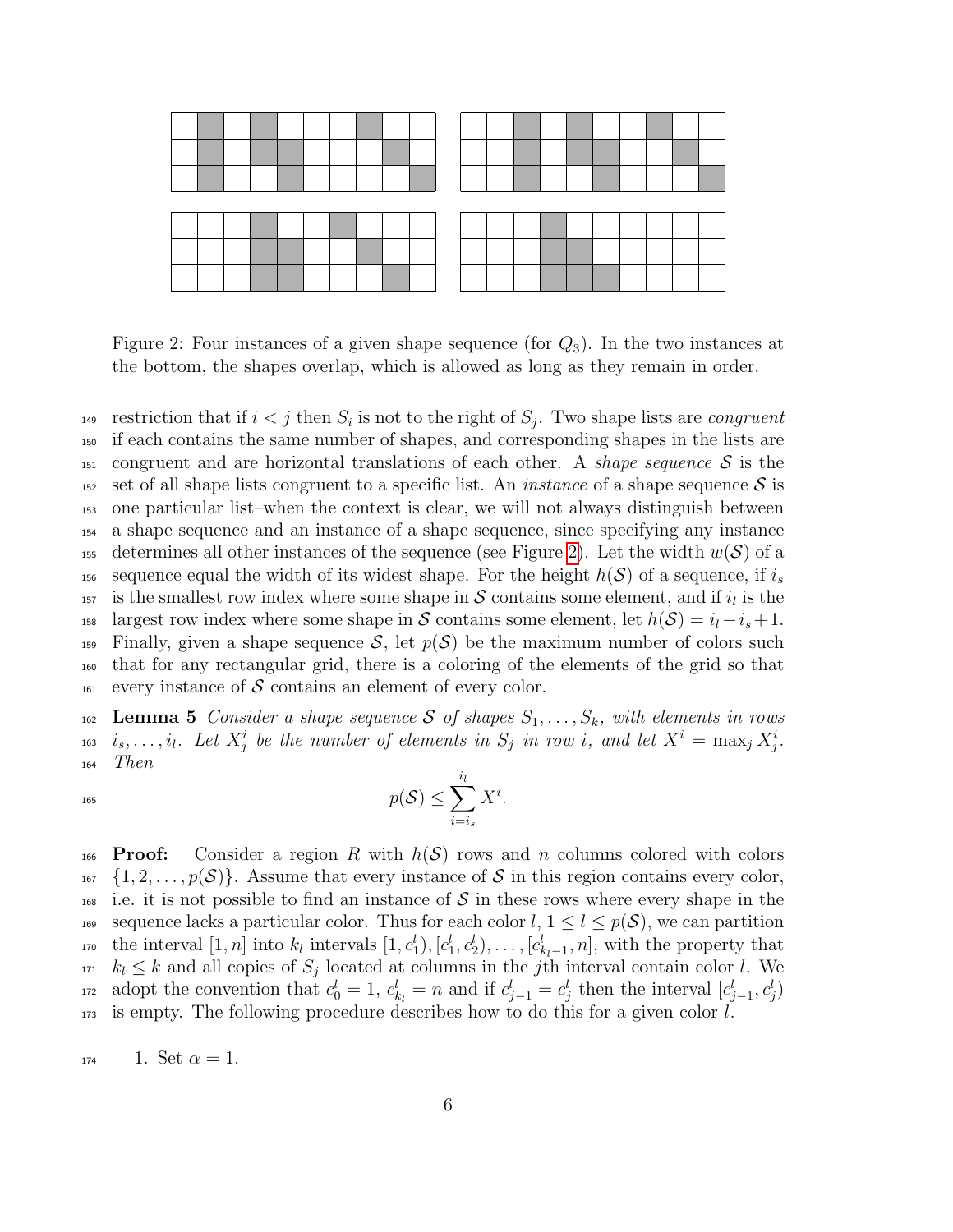Figure 2: Four instances of a given shape sequence (for $Q_3$). In the two instances at the bottom, the shapes overlap, which is allowed as long as they remain in order.

restriction that if $i < j$ then $S_i$ is not to the right of $S_j$. Two shape lists are *congruent* if each contains the same number of shapes, and corresponding shapes in the lists are congruent and are horizontal translations of each other. A *shape sequence* $\mathcal{S}$ is the set of all shape lists congruent to a specific list. An *instance* of a shape sequence $\mathcal{S}$ is one particular list–when the context is clear, we will not always distinguish between a shape sequence and an instance of a shape sequence, since specifying any instance determines all other instances of the sequence (see Figure 2). Let the width $w(\mathcal{S})$ of a sequence equal the width of its widest shape. For the height $h(\mathcal{S})$ of a sequence, if $i_s$ is the smallest row index where some shape in $\mathcal{S}$ contains some element, and if $i_l$ is the largest row index where some shape in $\mathcal{S}$ contains some element, let $h(\mathcal{S}) = i_l - i_s + 1$. Finally, given a shape sequence $\mathcal{S}$, let $p(\mathcal{S})$ be the maximum number of colors such that for any rectangular grid, there is a coloring of the elements of the grid so that every instance of $\mathcal{S}$ contains an element of every color.

**Lemma 5** *Consider a shape sequence $\mathcal{S}$ of shapes $S_1, \ldots, S_k$, with elements in rows $i_s, \ldots, i_l$. Let $X^i_j$ be the number of elements in $S_j$ in row $i$, and let $X^i = \max_j X^i_j$. Then*

$$p(\mathcal{S}) \leq \sum_{i=i_s}^{i_l} X^i.$$

**Proof:** Consider a region $R$ with $h(\mathcal{S})$ rows and $n$ columns colored with colors $\{1, 2, \ldots, p(\mathcal{S})\}$. Assume that every instance of $\mathcal{S}$ in this region contains every color, i.e. it is not possible to find an instance of $\mathcal{S}$ in these rows where every shape in the sequence lacks a particular color. Thus for each color $l$, $1 \leq l \leq p(\mathcal{S})$, we can partition the interval $[1, n]$ into $k_l$ intervals $[1, c^l_1), [c^l_1, c^l_2), \ldots, [c^l_{k_l-1}, n]$, with the property that $k_l \leq k$ and all copies of $S_j$ located at columns in the $j$th interval contain color $l$. We adopt the convention that $c^l_0 = 1$, $c^l_{k_l} = n$ and if $c^l_{j-1} = c^l_j$ then the interval $[c^l_{j-1}, c^l_j)$ is empty. The following procedure describes how to do this for a given color $l$.

1. Set $\alpha = 1$.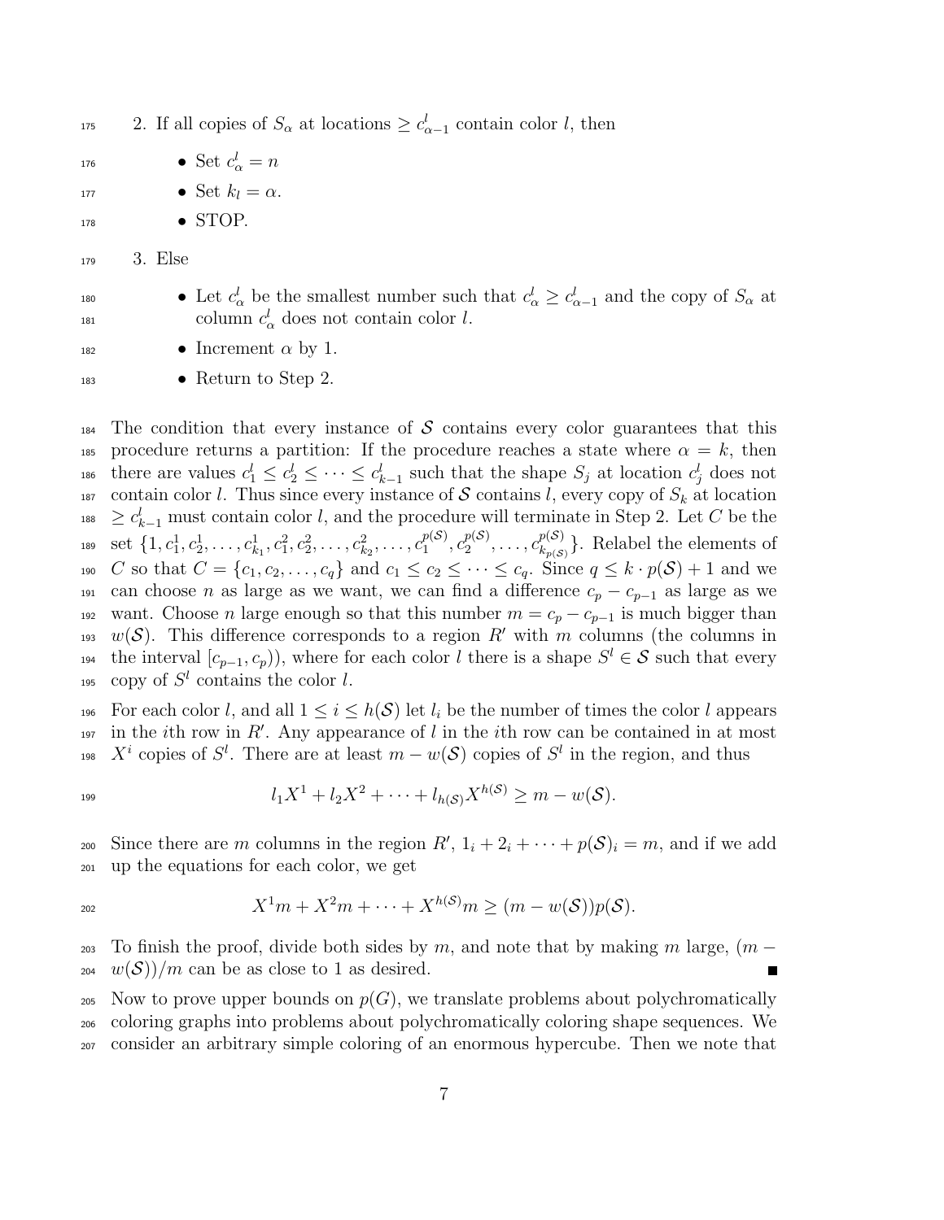2. If all copies of $S_\alpha$ at locations $\geq c^l_{\alpha-1}$ contain color $l$, then
   - Set $c^l_\alpha = n$
   - Set $k_l = \alpha$.
   - STOP.
3. Else
   - Let $c^l_\alpha$ be the smallest number such that $c^l_\alpha \geq c^l_{\alpha-1}$ and the copy of $S_\alpha$ at column $c^l_\alpha$ does not contain color $l$.
   - Increment $\alpha$ by 1.
   - Return to Step 2.

The condition that every instance of $\mathcal{S}$ contains every color guarantees that this procedure returns a partition: If the procedure reaches a state where $\alpha = k$, then there are values $c^l_1 \leq c^l_2 \leq \cdots \leq c^l_{k-1}$ such that the shape $S_j$ at location $c^l_j$ does not contain color $l$. Thus since every instance of $\mathcal{S}$ contains $l$, every copy of $S_k$ at location $\geq c^l_{k-1}$ must contain color $l$, and the procedure will terminate in Step 2. Let $C$ be the set $\{1, c^1_1, c^1_2, \ldots, c^1_{k_1}, c^2_1, c^2_2, \ldots, c^2_{k_2}, \ldots, c^{p(\mathcal{S})}_1, c^{p(\mathcal{S})}_2, \ldots, c^{p(\mathcal{S})}_{k_{p(\mathcal{S})}}\}$. Relabel the elements of $C$ so that $C = \{c_1, c_2, \ldots, c_q\}$ and $c_1 \leq c_2 \leq \cdots \leq c_q$. Since $q \leq k \cdot p(\mathcal{S}) + 1$ and we can choose $n$ as large as we want, we can find a difference $c_p - c_{p-1}$ as large as we want. Choose $n$ large enough so that this number $m = c_p - c_{p-1}$ is much bigger than $w(\mathcal{S})$. This difference corresponds to a region $R'$ with $m$ columns (the columns in the interval $[c_{p-1}, c_p)$), where for each color $l$ there is a shape $S^l \in \mathcal{S}$ such that every copy of $S^l$ contains the color $l$.

For each color $l$, and all $1 \leq i \leq h(\mathcal{S})$ let $l_i$ be the number of times the color $l$ appears in the $i$th row in $R'$. Any appearance of $l$ in the $i$th row can be contained in at most $X^i$ copies of $S^l$. There are at least $m - w(\mathcal{S})$ copies of $S^l$ in the region, and thus

$$l_1 X^1 + l_2 X^2 + \cdots + l_{h(\mathcal{S})} X^{h(\mathcal{S})} \geq m - w(\mathcal{S}).$$

Since there are $m$ columns in the region $R'$, $1_i + 2_i + \cdots + p(\mathcal{S})_i = m$, and if we add up the equations for each color, we get

$$X^1 m + X^2 m + \cdots + X^{h(\mathcal{S})} m \geq (m - w(\mathcal{S}))p(\mathcal{S}).$$

To finish the proof, divide both sides by $m$, and note that by making $m$ large, $(m - w(\mathcal{S}))/m$ can be as close to 1 as desired. ∎

Now to prove upper bounds on $p(G)$, we translate problems about polychromatically coloring graphs into problems about polychromatically coloring shape sequences. We consider an arbitrary simple coloring of an enormous hypercube. Then we note that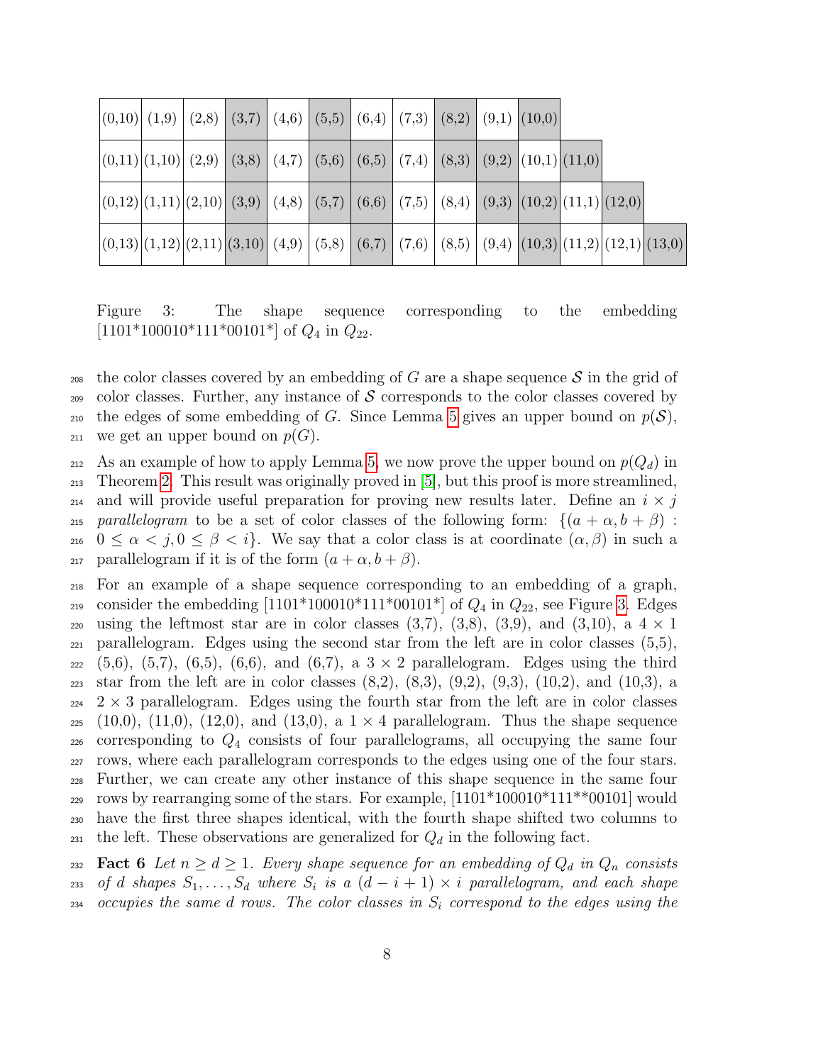| (0,10) | (1,9) | (2,8) | (3,7) | (4,6) | (5,5) | (6,4) | (7,3) | (8,2) | (9,1) | (10,0) | | | |
|---|---|---|---|---|---|---|---|---|---|---|---|---|---|
| (0,11) | (1,10) | (2,9) | (3,8) | (4,7) | (5,6) | (6,5) | (7,4) | (8,3) | (9,2) | (10,1) | (11,0) | | |
| (0,12) | (1,11) | (2,10) | (3,9) | (4,8) | (5,7) | (6,6) | (7,5) | (8,4) | (9,3) | (10,2) | (11,1) | (12,0) | |
| (0,13) | (1,12) | (2,11) | (3,10) | (4,9) | (5,8) | (6,7) | (7,6) | (8,5) | (9,4) | (10,3) | (11,2) | (12,1) | (13,0) |

Figure 3: The shape sequence corresponding to the embedding [1101*100010*111*00101*] of $Q_4$ in $Q_{22}$.

the color classes covered by an embedding of $G$ are a shape sequence $\mathcal{S}$ in the grid of color classes. Further, any instance of $\mathcal{S}$ corresponds to the color classes covered by the edges of some embedding of $G$. Since Lemma 5 gives an upper bound on $p(\mathcal{S})$, we get an upper bound on $p(G)$.

As an example of how to apply Lemma 5, we now prove the upper bound on $p(Q_d)$ in Theorem 2. This result was originally proved in [5], but this proof is more streamlined, and will provide useful preparation for proving new results later. Define an $i \times j$ *parallelogram* to be a set of color classes of the following form: $\{(a + \alpha, b + \beta) : 0 \leq \alpha < j, 0 \leq \beta < i\}$. We say that a color class is at coordinate $(\alpha, \beta)$ in such a parallelogram if it is of the form $(a + \alpha, b + \beta)$.

For an example of a shape sequence corresponding to an embedding of a graph, consider the embedding [1101*100010*111*00101*] of $Q_4$ in $Q_{22}$, see Figure 3. Edges using the leftmost star are in color classes (3,7), (3,8), (3,9), and (3,10), a $4 \times 1$ parallelogram. Edges using the second star from the left are in color classes (5,5), (5,6), (5,7), (6,5), (6,6), and (6,7), a $3 \times 2$ parallelogram. Edges using the third star from the left are in color classes (8,2), (8,3), (9,2), (9,3), (10,2), and (10,3), a $2 \times 3$ parallelogram. Edges using the fourth star from the left are in color classes (10,0), (11,0), (12,0), and (13,0), a $1 \times 4$ parallelogram. Thus the shape sequence corresponding to $Q_4$ consists of four parallelograms, all occupying the same four rows, where each parallelogram corresponds to the edges using one of the four stars. Further, we can create any other instance of this shape sequence in the same four rows by rearranging some of the stars. For example, [1101*100010*111**00101] would have the first three shapes identical, with the fourth shape shifted two columns to the left. These observations are generalized for $Q_d$ in the following fact.

**Fact 6** *Let $n \geq d \geq 1$. Every shape sequence for an embedding of $Q_d$ in $Q_n$ consists of $d$ shapes $S_1, \ldots, S_d$ where $S_i$ is a $(d - i + 1) \times i$ parallelogram, and each shape occupies the same $d$ rows. The color classes in $S_i$ correspond to the edges using the*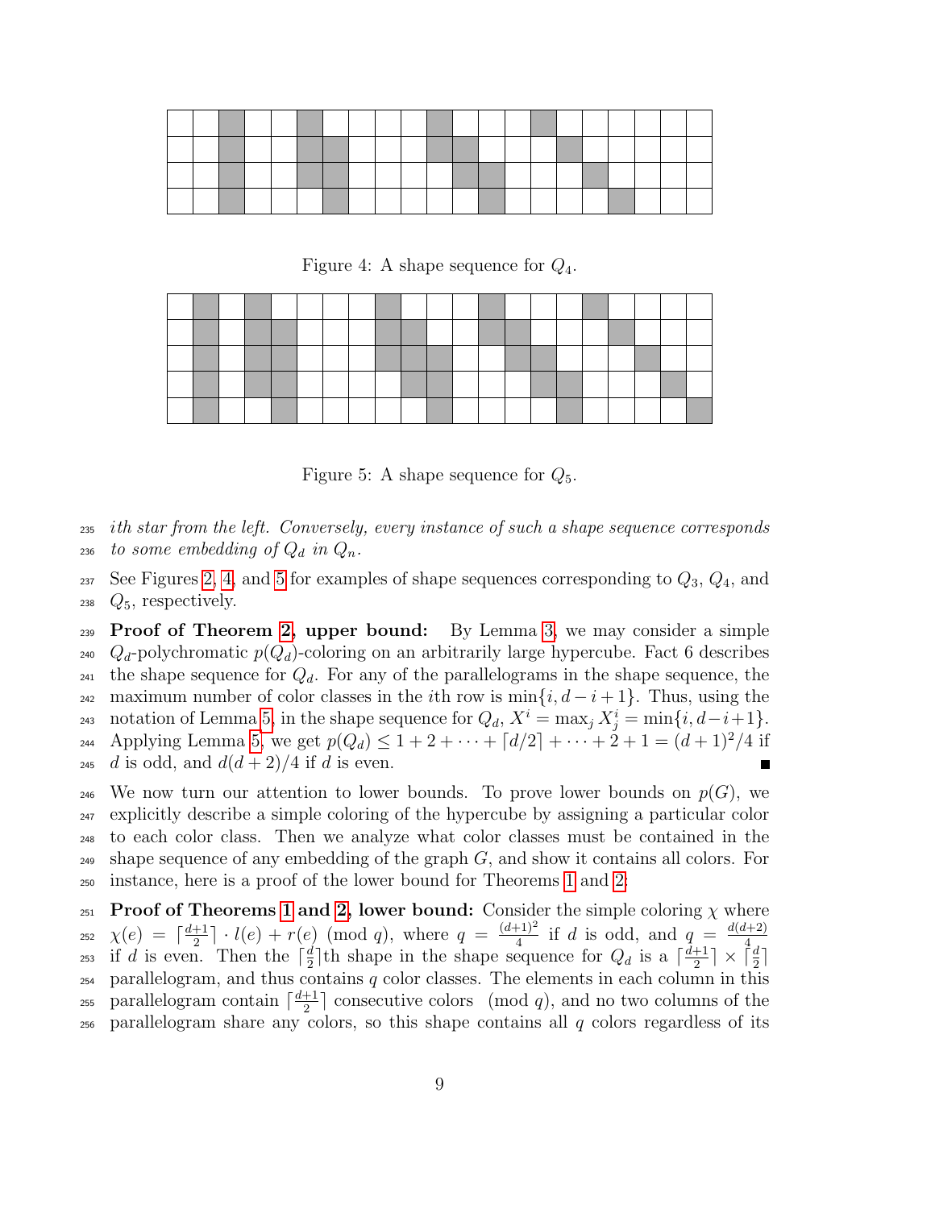Figure 4: A shape sequence for $Q_4$.

Figure 5: A shape sequence for $Q_5$.

*ith star from the left. Conversely, every instance of such a shape sequence corresponds to some embedding of $Q_d$ in $Q_n$.*

See Figures 2, 4, and 5 for examples of shape sequences corresponding to $Q_3$, $Q_4$, and $Q_5$, respectively.

**Proof of Theorem 2, upper bound:** By Lemma 3, we may consider a simple $Q_d$-polychromatic $p(Q_d)$-coloring on an arbitrarily large hypercube. Fact 6 describes the shape sequence for $Q_d$. For any of the parallelograms in the shape sequence, the maximum number of color classes in the $i$th row is $\min\{i, d-i+1\}$. Thus, using the notation of Lemma 5, in the shape sequence for $Q_d$, $X^i = \max_j X^i_j = \min\{i, d-i+1\}$. Applying Lemma 5, we get $p(Q_d) \leq 1 + 2 + \cdots + \lceil d/2 \rceil + \cdots + 2 + 1 = (d+1)^2/4$ if $d$ is odd, and $d(d+2)/4$ if $d$ is even. ■

We now turn our attention to lower bounds. To prove lower bounds on $p(G)$, we explicitly describe a simple coloring of the hypercube by assigning a particular color to each color class. Then we analyze what color classes must be contained in the shape sequence of any embedding of the graph $G$, and show it contains all colors. For instance, here is a proof of the lower bound for Theorems 1 and 2:

**Proof of Theorems 1 and 2, lower bound:** Consider the simple coloring $\chi$ where $\chi(e) = \lceil \frac{d+1}{2} \rceil \cdot l(e) + r(e) \pmod{q}$, where $q = \frac{(d+1)^2}{4}$ if $d$ is odd, and $q = \frac{d(d+2)}{4}$ if $d$ is even. Then the $\lceil \frac{d}{2} \rceil$th shape in the shape sequence for $Q_d$ is a $\lceil \frac{d+1}{2} \rceil \times \lceil \frac{d}{2} \rceil$ parallelogram, and thus contains $q$ color classes. The elements in each column in this parallelogram contain $\lceil \frac{d+1}{2} \rceil$ consecutive colors $\pmod{q}$, and no two columns of the parallelogram share any colors, so this shape contains all $q$ colors regardless of its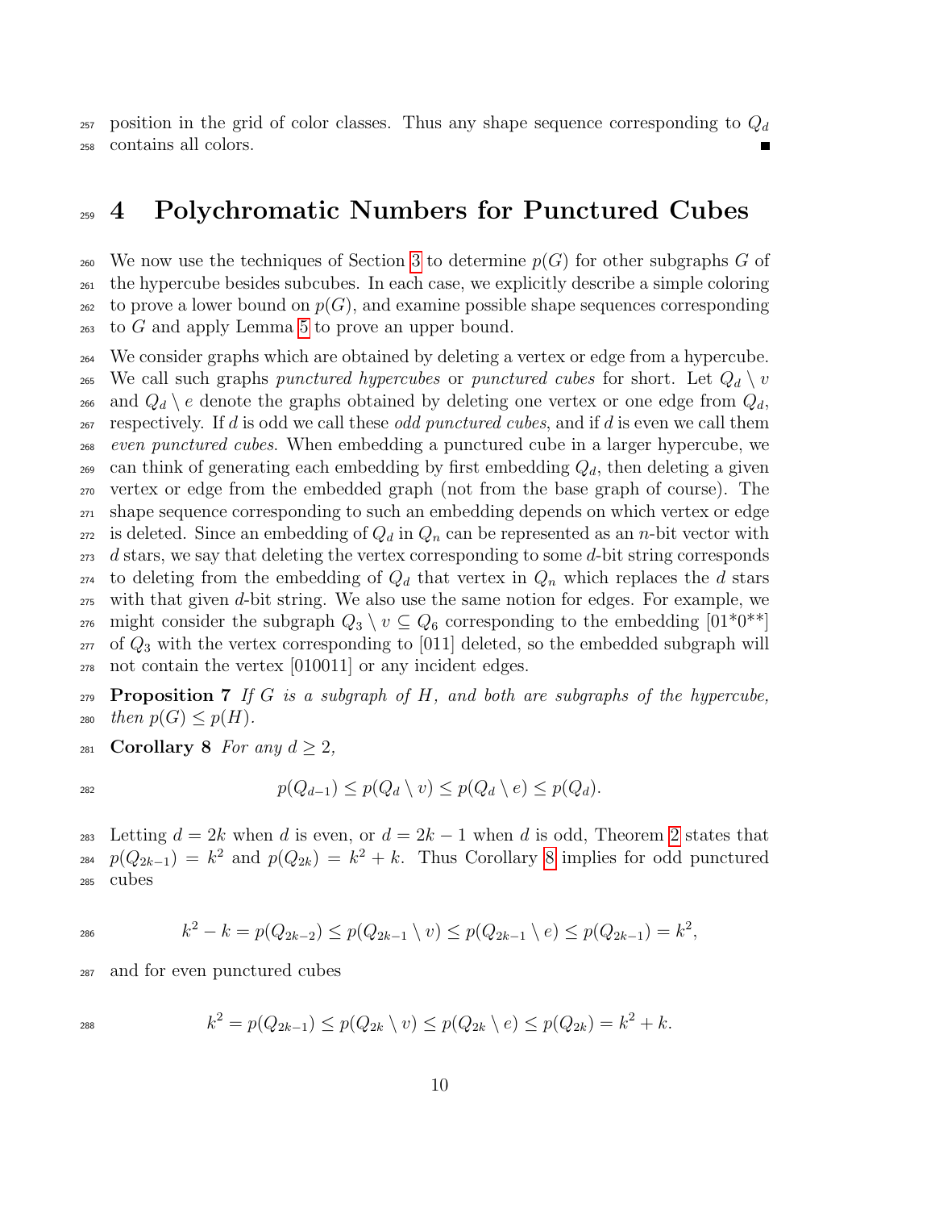position in the grid of color classes. Thus any shape sequence corresponding to $Q_d$ contains all colors. ■

# 4 Polychromatic Numbers for Punctured Cubes

We now use the techniques of Section 3 to determine $p(G)$ for other subgraphs $G$ of the hypercube besides subcubes. In each case, we explicitly describe a simple coloring to prove a lower bound on $p(G)$, and examine possible shape sequences corresponding to $G$ and apply Lemma 5 to prove an upper bound.

We consider graphs which are obtained by deleting a vertex or edge from a hypercube. We call such graphs *punctured hypercubes* or *punctured cubes* for short. Let $Q_d \setminus v$ and $Q_d \setminus e$ denote the graphs obtained by deleting one vertex or one edge from $Q_d$, respectively. If $d$ is odd we call these *odd punctured cubes*, and if $d$ is even we call them *even punctured cubes*. When embedding a punctured cube in a larger hypercube, we can think of generating each embedding by first embedding $Q_d$, then deleting a given vertex or edge from the embedded graph (not from the base graph of course). The shape sequence corresponding to such an embedding depends on which vertex or edge is deleted. Since an embedding of $Q_d$ in $Q_n$ can be represented as an $n$-bit vector with $d$ stars, we say that deleting the vertex corresponding to some $d$-bit string corresponds to deleting from the embedding of $Q_d$ that vertex in $Q_n$ which replaces the $d$ stars with that given $d$-bit string. We also use the same notion for edges. For example, we might consider the subgraph $Q_3 \setminus v \subseteq Q_6$ corresponding to the embedding [01*0**] of $Q_3$ with the vertex corresponding to [011] deleted, so the embedded subgraph will not contain the vertex [010011] or any incident edges.

**Proposition 7** *If $G$ is a subgraph of $H$, and both are subgraphs of the hypercube, then $p(G) \leq p(H)$.*

**Corollary 8** *For any $d \geq 2$,*

$$p(Q_{d-1}) \leq p(Q_d \setminus v) \leq p(Q_d \setminus e) \leq p(Q_d).$$

Letting $d = 2k$ when $d$ is even, or $d = 2k - 1$ when $d$ is odd, Theorem 2 states that $p(Q_{2k-1}) = k^2$ and $p(Q_{2k}) = k^2 + k$. Thus Corollary 8 implies for odd punctured cubes

$$k^2 - k = p(Q_{2k-2}) \leq p(Q_{2k-1} \setminus v) \leq p(Q_{2k-1} \setminus e) \leq p(Q_{2k-1}) = k^2,$$

and for even punctured cubes

$$k^2 = p(Q_{2k-1}) \leq p(Q_{2k} \setminus v) \leq p(Q_{2k} \setminus e) \leq p(Q_{2k}) = k^2 + k.$$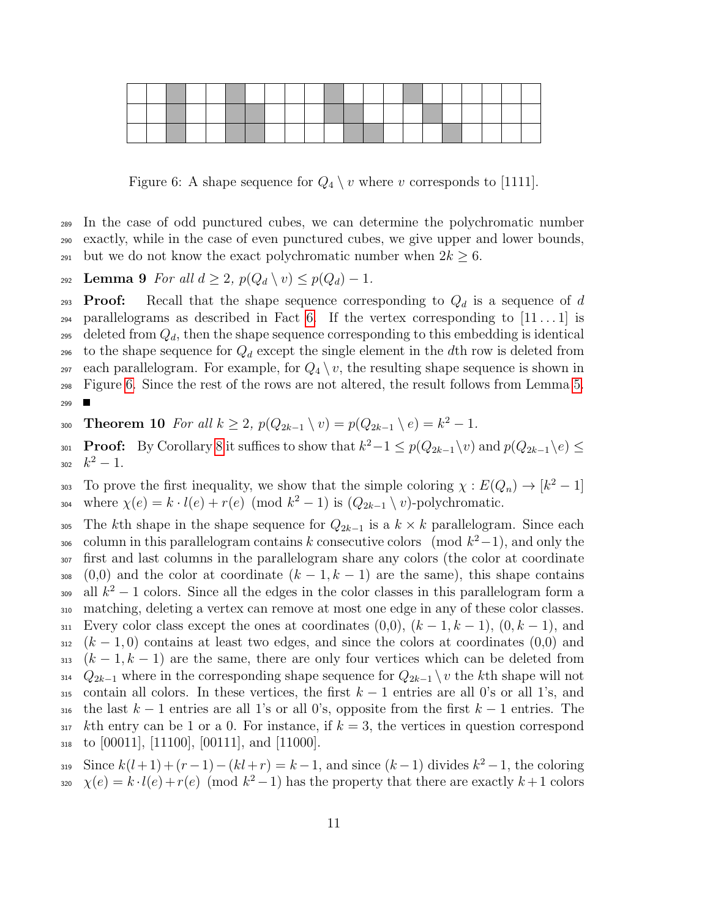Figure 6: A shape sequence for $Q_4 \setminus v$ where $v$ corresponds to [1111].

In the case of odd punctured cubes, we can determine the polychromatic number exactly, while in the case of even punctured cubes, we give upper and lower bounds, but we do not know the exact polychromatic number when $2k \geq 6$.

**Lemma 9** *For all $d \geq 2$, $p(Q_d \setminus v) \leq p(Q_d) - 1$.*

**Proof:** Recall that the shape sequence corresponding to $Q_d$ is a sequence of $d$ parallelograms as described in Fact 6. If the vertex corresponding to $[11\ldots1]$ is deleted from $Q_d$, then the shape sequence corresponding to this embedding is identical to the shape sequence for $Q_d$ except the single element in the $d$th row is deleted from each parallelogram. For example, for $Q_4 \setminus v$, the resulting shape sequence is shown in Figure 6. Since the rest of the rows are not altered, the result follows from Lemma 5. ∎

**Theorem 10** *For all $k \geq 2$, $p(Q_{2k-1} \setminus v) = p(Q_{2k-1} \setminus e) = k^2 - 1$.*

**Proof:** By Corollary 8 it suffices to show that $k^2 - 1 \leq p(Q_{2k-1} \setminus v)$ and $p(Q_{2k-1} \setminus e) \leq k^2 - 1$.

To prove the first inequality, we show that the simple coloring $\chi : E(Q_n) \to [k^2 - 1]$ where $\chi(e) = k \cdot l(e) + r(e) \pmod{k^2 - 1}$ is $(Q_{2k-1} \setminus v)$-polychromatic.

The $k$th shape in the shape sequence for $Q_{2k-1}$ is a $k \times k$ parallelogram. Since each column in this parallelogram contains $k$ consecutive colors $\pmod{k^2 - 1}$, and only the first and last columns in the parallelogram share any colors (the color at coordinate (0,0) and the color at coordinate $(k-1, k-1)$ are the same), this shape contains all $k^2 - 1$ colors. Since all the edges in the color classes in this parallelogram form a matching, deleting a vertex can remove at most one edge in any of these color classes. Every color class except the ones at coordinates (0,0), $(k-1, k-1)$, $(0, k-1)$, and $(k-1, 0)$ contains at least two edges, and since the colors at coordinates (0,0) and $(k-1, k-1)$ are the same, there are only four vertices which can be deleted from $Q_{2k-1}$ where in the corresponding shape sequence for $Q_{2k-1} \setminus v$ the $k$th shape will not contain all colors. In these vertices, the first $k-1$ entries are all 0's or all 1's, and the last $k-1$ entries are all 1's or all 0's, opposite from the first $k-1$ entries. The $k$th entry can be 1 or a 0. For instance, if $k = 3$, the vertices in question correspond to [00011], [11100], [00111], and [11000].

Since $k(l+1) + (r-1) - (kl + r) = k - 1$, and since $(k-1)$ divides $k^2 - 1$, the coloring $\chi(e) = k \cdot l(e) + r(e) \pmod{k^2 - 1}$ has the property that there are exactly $k + 1$ colors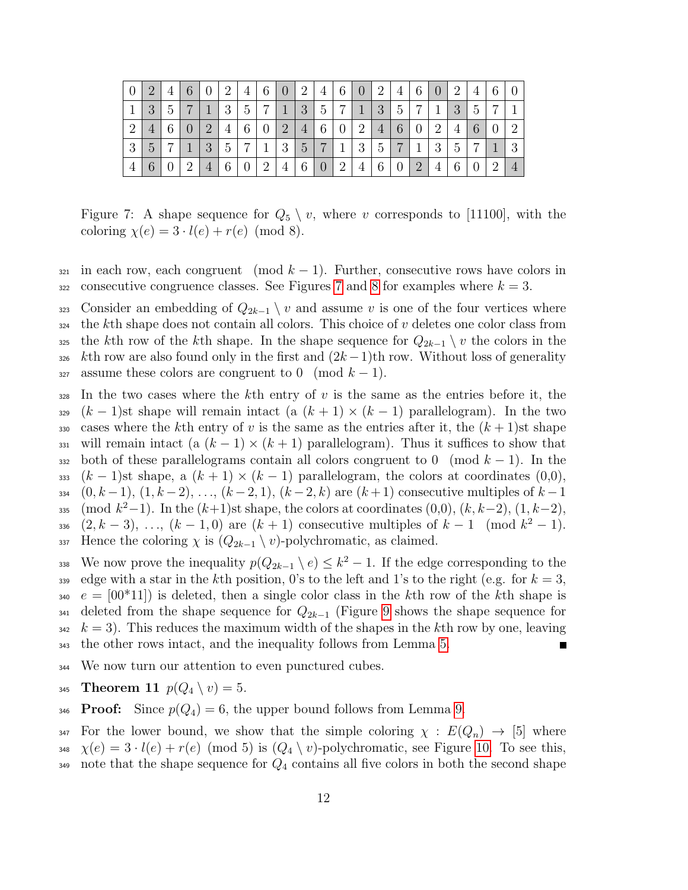| 0 | 2 | 4 | 6 | 0 | 2 | 4 | 6 | 0 | 2 | 4 | 6 | 0 | 2 | 4 | 6 | 0 | 2 | 4 | 6 | 0 |
|---|---|---|---|---|---|---|---|---|---|---|---|---|---|---|---|---|---|---|---|---|
| 1 | 3 | 5 | 7 | 1 | 3 | 5 | 7 | 1 | 3 | 5 | 7 | 1 | 3 | 5 | 7 | 1 | 3 | 5 | 7 | 1 |
| 2 | 4 | 6 | 0 | 2 | 4 | 6 | 0 | 2 | 4 | 6 | 0 | 2 | 4 | 6 | 0 | 2 | 4 | 6 | 0 | 2 |
| 3 | 5 | 7 | 1 | 3 | 5 | 7 | 1 | 3 | 5 | 7 | 1 | 3 | 5 | 7 | 1 | 3 | 5 | 7 | 1 | 3 |
| 4 | 6 | 0 | 2 | 4 | 6 | 0 | 2 | 4 | 6 | 0 | 2 | 4 | 6 | 0 | 2 | 4 | 6 | 0 | 2 | 4 |

Figure 7: A shape sequence for $Q_5 \setminus v$, where $v$ corresponds to [11100], with the coloring $\chi(e) = 3 \cdot l(e) + r(e) \pmod 8$.

in each row, each congruent $\pmod{k-1}$. Further, consecutive rows have colors in consecutive congruence classes. See Figures 7 and 8 for examples where $k = 3$.

Consider an embedding of $Q_{2k-1} \setminus v$ and assume $v$ is one of the four vertices where the $k$th shape does not contain all colors. This choice of $v$ deletes one color class from the $k$th row of the $k$th shape. In the shape sequence for $Q_{2k-1} \setminus v$ the colors in the $k$th row are also found only in the first and $(2k-1)$th row. Without loss of generality assume these colors are congruent to $0 \pmod{k-1}$.

In the two cases where the $k$th entry of $v$ is the same as the entries before it, the $(k-1)$st shape will remain intact (a $(k+1) \times (k-1)$ parallelogram). In the two cases where the $k$th entry of $v$ is the same as the entries after it, the $(k+1)$st shape will remain intact (a $(k-1) \times (k+1)$ parallelogram). Thus it suffices to show that both of these parallelograms contain all colors congruent to $0 \pmod{k-1}$. In the $(k-1)$st shape, a $(k+1) \times (k-1)$ parallelogram, the colors at coordinates (0,0), $(0, k-1)$, $(1, k-2)$, $\ldots$, $(k-2, 1)$, $(k-2, k)$ are $(k+1)$ consecutive multiples of $k-1$ $\pmod{k^2-1}$. In the $(k+1)$st shape, the colors at coordinates (0,0), $(k, k-2)$, $(1, k-2)$, $(2, k-3)$, $\ldots$, $(k-1, 0)$ are $(k+1)$ consecutive multiples of $k-1 \pmod{k^2-1}$. Hence the coloring $\chi$ is $(Q_{2k-1} \setminus v)$-polychromatic, as claimed.

We now prove the inequality $p(Q_{2k-1} \setminus e) \leq k^2 - 1$. If the edge corresponding to the edge with a star in the $k$th position, 0's to the left and 1's to the right (e.g. for $k = 3$, $e = [00*11]$) is deleted, then a single color class in the $k$th row of the $k$th shape is deleted from the shape sequence for $Q_{2k-1}$ (Figure 9 shows the shape sequence for $k = 3$). This reduces the maximum width of the shapes in the $k$th row by one, leaving the other rows intact, and the inequality follows from Lemma 5. ■

We now turn our attention to even punctured cubes.

**Theorem 11** $p(Q_4 \setminus v) = 5$.

**Proof:** Since $p(Q_4) = 6$, the upper bound follows from Lemma 9.

For the lower bound, we show that the simple coloring $\chi : E(Q_n) \to [5]$ where $\chi(e) = 3 \cdot l(e) + r(e) \pmod 5$ is $(Q_4 \setminus v)$-polychromatic, see Figure 10. To see this, note that the shape sequence for $Q_4$ contains all five colors in both the second shape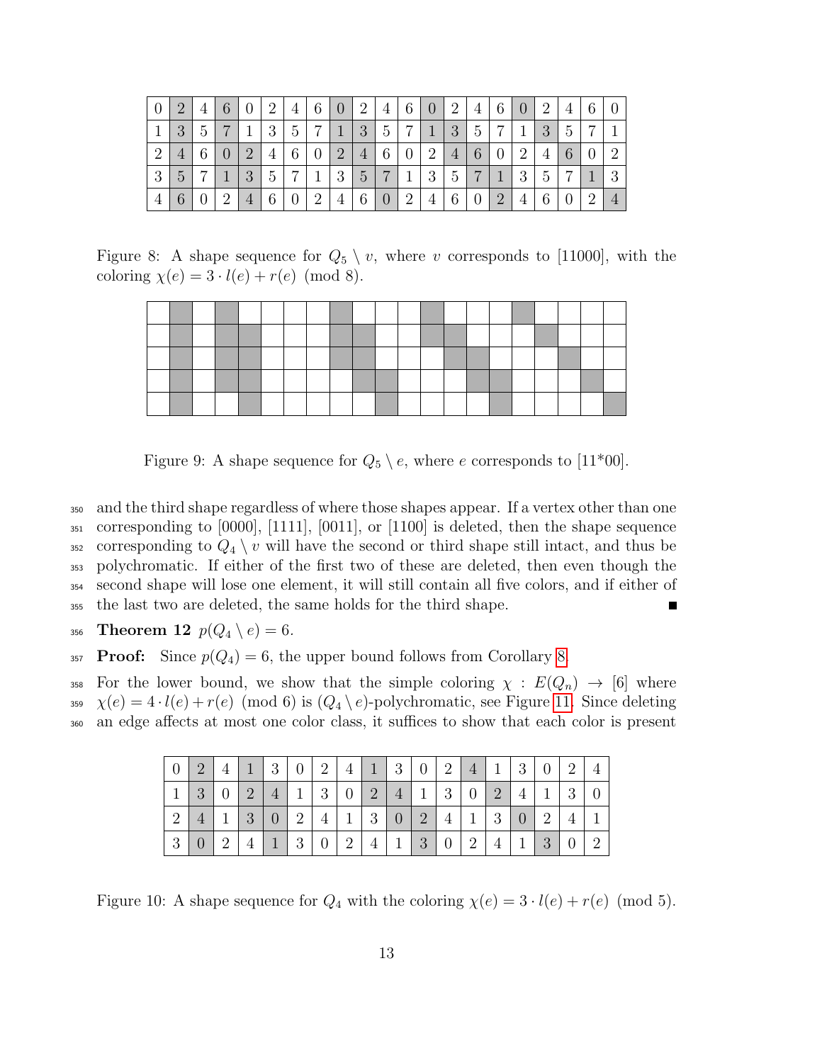| 0 | 2 | 4 | 6 | 0 | 2 | 4 | 6 | 0 | 2 | 4 | 6 | 0 | 2 | 4 | 6 | 0 | 2 | 4 | 6 | 0 |
|---|---|---|---|---|---|---|---|---|---|---|---|---|---|---|---|---|---|---|---|---|
| 1 | 3 | 5 | 7 | 1 | 3 | 5 | 7 | 1 | 3 | 5 | 7 | 1 | 3 | 5 | 7 | 1 | 3 | 5 | 7 | 1 |
| 2 | 4 | 6 | 0 | 2 | 4 | 6 | 0 | 2 | 4 | 6 | 0 | 2 | 4 | 6 | 0 | 2 | 4 | 6 | 0 | 2 |
| 3 | 5 | 7 | 1 | 3 | 5 | 7 | 1 | 3 | 5 | 7 | 1 | 3 | 5 | 7 | 1 | 3 | 5 | 7 | 1 | 3 |
| 4 | 6 | 0 | 2 | 4 | 6 | 0 | 2 | 4 | 6 | 0 | 2 | 4 | 6 | 0 | 2 | 4 | 6 | 0 | 2 | 4 |

Figure 8: A shape sequence for $Q_5 \setminus v$, where $v$ corresponds to [11000], with the coloring $\chi(e) = 3 \cdot l(e) + r(e) \pmod 8$.

Figure 9: A shape sequence for $Q_5 \setminus e$, where $e$ corresponds to [11*00].

and the third shape regardless of where those shapes appear. If a vertex other than one corresponding to [0000], [1111], [0011], or [1100] is deleted, then the shape sequence corresponding to $Q_4 \setminus v$ will have the second or third shape still intact, and thus be polychromatic. If either of the first two of these are deleted, then even though the second shape will lose one element, it will still contain all five colors, and if either of the last two are deleted, the same holds for the third shape. ■

**Theorem 12** $p(Q_4 \setminus e) = 6.$

**Proof:** Since $p(Q_4) = 6$, the upper bound follows from Corollary 8.

For the lower bound, we show that the simple coloring $\chi : E(Q_n) \to [6]$ where $\chi(e) = 4 \cdot l(e) + r(e) \pmod 6$ is $(Q_4 \setminus e)$-polychromatic, see Figure 11. Since deleting an edge affects at most one color class, it suffices to show that each color is present

| 0 | 2 | 4 | 1 | 3 | 0 | 2 | 4 | 1 | 3 | 0 | 2 | 4 | 1 | 3 | 0 | 2 | 4 |
|---|---|---|---|---|---|---|---|---|---|---|---|---|---|---|---|---|---|
| 1 | 3 | 0 | 2 | 4 | 1 | 3 | 0 | 2 | 4 | 1 | 3 | 0 | 2 | 4 | 1 | 3 | 0 |
| 2 | 4 | 1 | 3 | 0 | 2 | 4 | 1 | 3 | 0 | 2 | 4 | 1 | 3 | 0 | 2 | 4 | 1 |
| 3 | 0 | 2 | 4 | 1 | 3 | 0 | 2 | 4 | 1 | 3 | 0 | 2 | 4 | 1 | 3 | 0 | 2 |

Figure 10: A shape sequence for $Q_4$ with the coloring $\chi(e) = 3 \cdot l(e) + r(e) \pmod 5$.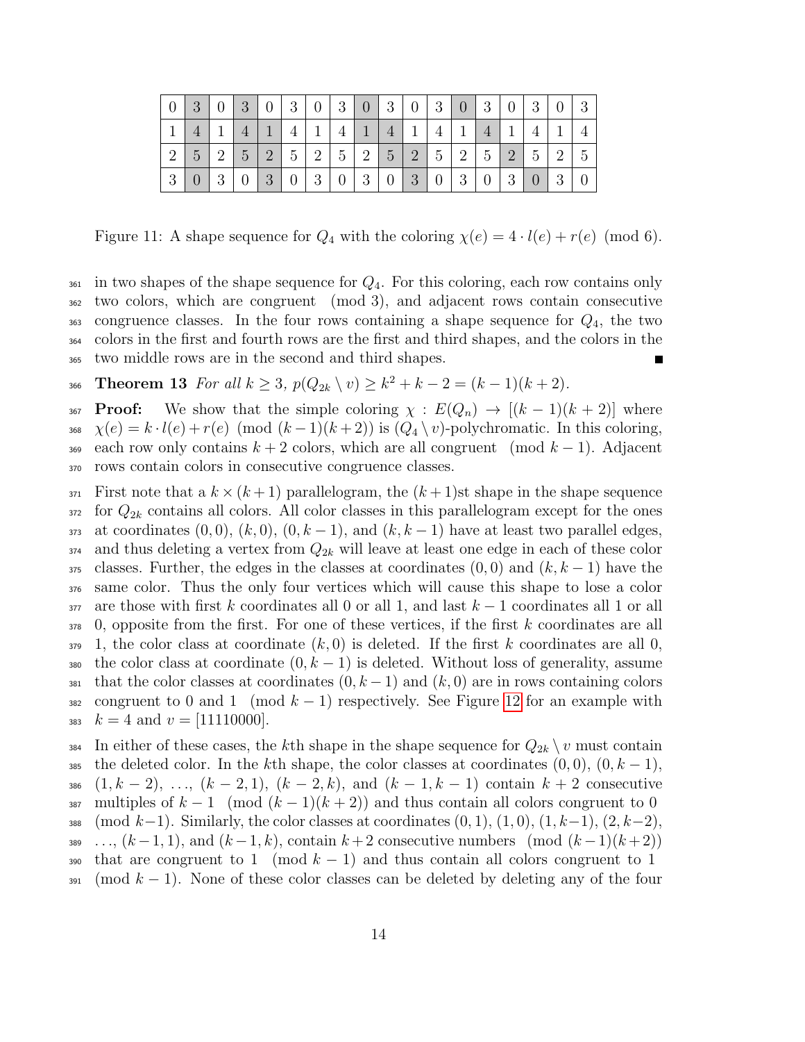| 0 | 3 | 0 | 3 | 0 | 3 | 0 | 3 | 0 | 3 | 0 | 3 | 0 | 3 | 0 | 3 | 0 | 3 |
|---|---|---|---|---|---|---|---|---|---|---|---|---|---|---|---|---|---|
| 1 | 4 | 1 | 4 | 1 | 4 | 1 | 4 | 1 | 4 | 1 | 4 | 1 | 4 | 1 | 4 | 1 | 4 |
| 2 | 5 | 2 | 5 | 2 | 5 | 2 | 5 | 2 | 5 | 2 | 5 | 2 | 5 | 2 | 5 | 2 | 5 |
| 3 | 0 | 3 | 0 | 3 | 0 | 3 | 0 | 3 | 0 | 3 | 0 | 3 | 0 | 3 | 0 | 3 | 0 |

Figure 11: A shape sequence for $Q_4$ with the coloring $\chi(e) = 4 \cdot l(e) + r(e) \pmod 6$.

in two shapes of the shape sequence for $Q_4$. For this coloring, each row contains only two colors, which are congruent $\pmod 3$, and adjacent rows contain consecutive congruence classes. In the four rows containing a shape sequence for $Q_4$, the two colors in the first and fourth rows are the first and third shapes, and the colors in the two middle rows are in the second and third shapes. ∎

**Theorem 13** *For all $k \geq 3$, $p(Q_{2k} \setminus v) \geq k^2 + k - 2 = (k-1)(k+2)$.*

**Proof:** We show that the simple coloring $\chi : E(Q_n) \to [(k-1)(k+2)]$ where $\chi(e) = k \cdot l(e) + r(e) \pmod{(k-1)(k+2)}$ is $(Q_4 \setminus v)$-polychromatic. In this coloring, each row only contains $k+2$ colors, which are all congruent $\pmod{k-1}$. Adjacent rows contain colors in consecutive congruence classes.

First note that a $k \times (k+1)$ parallelogram, the $(k+1)$st shape in the shape sequence for $Q_{2k}$ contains all colors. All color classes in this parallelogram except for the ones at coordinates $(0,0)$, $(k,0)$, $(0,k-1)$, and $(k,k-1)$ have at least two parallel edges, and thus deleting a vertex from $Q_{2k}$ will leave at least one edge in each of these color classes. Further, the edges in the classes at coordinates $(0,0)$ and $(k,k-1)$ have the same color. Thus the only four vertices which will cause this shape to lose a color are those with first $k$ coordinates all 0 or all 1, and last $k-1$ coordinates all 1 or all 0, opposite from the first. For one of these vertices, if the first $k$ coordinates are all 1, the color class at coordinate $(k,0)$ is deleted. If the first $k$ coordinates are all 0, the color class at coordinate $(0,k-1)$ is deleted. Without loss of generality, assume that the color classes at coordinates $(0,k-1)$ and $(k,0)$ are in rows containing colors congruent to 0 and 1 $\pmod{k-1}$ respectively. See Figure 12 for an example with $k=4$ and $v = [11110000]$.

In either of these cases, the $k$th shape in the shape sequence for $Q_{2k} \setminus v$ must contain the deleted color. In the $k$th shape, the color classes at coordinates $(0,0)$, $(0,k-1)$, $(1,k-2)$, $\ldots$, $(k-2,1)$, $(k-2,k)$, and $(k-1,k-1)$ contain $k+2$ consecutive multiples of $k-1$ $\pmod{(k-1)(k+2)}$ and thus contain all colors congruent to 0 $\pmod{k-1}$. Similarly, the color classes at coordinates $(0,1)$, $(1,0)$, $(1,k-1)$, $(2,k-2)$, $\ldots$, $(k-1,1)$, and $(k-1,k)$, contain $k+2$ consecutive numbers $\pmod{(k-1)(k+2)}$ that are congruent to 1 $\pmod{k-1}$ and thus contain all colors congruent to 1 $\pmod{k-1}$. None of these color classes can be deleted by deleting any of the four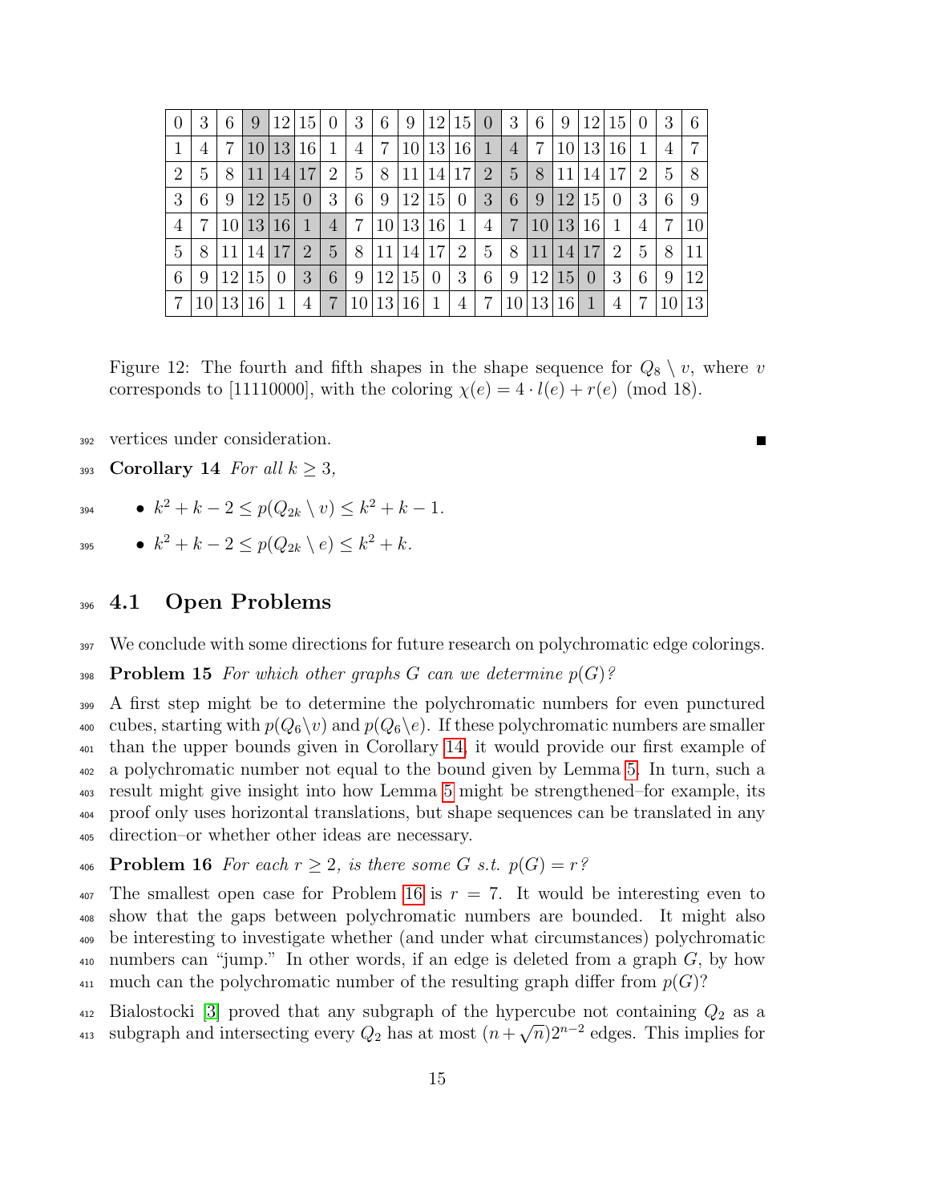| 0 | 3 | 6 | 9 | 12 | 15 | 0 | 3 | 6 | 9 | 12 | 15 | 0 | 3 | 6 | 9 | 12 | 15 | 0 | 3 | 6 |
|---|---|---|---|---|---|---|---|---|---|---|---|---|---|---|---|---|---|---|---|---|
| 1 | 4 | 7 | 10 | 13 | 16 | 1 | 4 | 7 | 10 | 13 | 16 | 1 | 4 | 7 | 10 | 13 | 16 | 1 | 4 | 7 |
| 2 | 5 | 8 | 11 | 14 | 17 | 2 | 5 | 8 | 11 | 14 | 17 | 2 | 5 | 8 | 11 | 14 | 17 | 2 | 5 | 8 |
| 3 | 6 | 9 | 12 | 15 | 0 | 3 | 6 | 9 | 12 | 15 | 0 | 3 | 6 | 9 | 12 | 15 | 0 | 3 | 6 | 9 |
| 4 | 7 | 10 | 13 | 16 | 1 | 4 | 7 | 10 | 13 | 16 | 1 | 4 | 7 | 10 | 13 | 16 | 1 | 4 | 7 | 10 |
| 5 | 8 | 11 | 14 | 17 | 2 | 5 | 8 | 11 | 14 | 17 | 2 | 5 | 8 | 11 | 14 | 17 | 2 | 5 | 8 | 11 |
| 6 | 9 | 12 | 15 | 0 | 3 | 6 | 9 | 12 | 15 | 0 | 3 | 6 | 9 | 12 | 15 | 0 | 3 | 6 | 9 | 12 |
| 7 | 10 | 13 | 16 | 1 | 4 | 7 | 10 | 13 | 16 | 1 | 4 | 7 | 10 | 13 | 16 | 1 | 4 | 7 | 10 | 13 |

Figure 12: The fourth and fifth shapes in the shape sequence for $Q_8 \setminus v$, where $v$ corresponds to [11110000], with the coloring $\chi(e) = 4 \cdot l(e) + r(e) \pmod{18}$.

vertices under consideration. ∎

**Corollary 14** *For all $k \geq 3$,*

- $k^2 + k - 2 \leq p(Q_{2k} \setminus v) \leq k^2 + k - 1$.
- $k^2 + k - 2 \leq p(Q_{2k} \setminus e) \leq k^2 + k$.

## 4.1 Open Problems

We conclude with some directions for future research on polychromatic edge colorings.

**Problem 15** *For which other graphs $G$ can we determine $p(G)$?*

A first step might be to determine the polychromatic numbers for even punctured cubes, starting with $p(Q_6 \setminus v)$ and $p(Q_6 \setminus e)$. If these polychromatic numbers are smaller than the upper bounds given in Corollary 14, it would provide our first example of a polychromatic number not equal to the bound given by Lemma 5. In turn, such a result might give insight into how Lemma 5 might be strengthened–for example, its proof only uses horizontal translations, but shape sequences can be translated in any direction–or whether other ideas are necessary.

**Problem 16** *For each $r \geq 2$, is there some $G$ s.t. $p(G) = r$?*

The smallest open case for Problem 16 is $r = 7$. It would be interesting even to show that the gaps between polychromatic numbers are bounded. It might also be interesting to investigate whether (and under what circumstances) polychromatic numbers can "jump." In other words, if an edge is deleted from a graph $G$, by how much can the polychromatic number of the resulting graph differ from $p(G)$?

Bialostocki [3] proved that any subgraph of the hypercube not containing $Q_2$ as a subgraph and intersecting every $Q_2$ has at most $(n + \sqrt{n})2^{n-2}$ edges. This implies for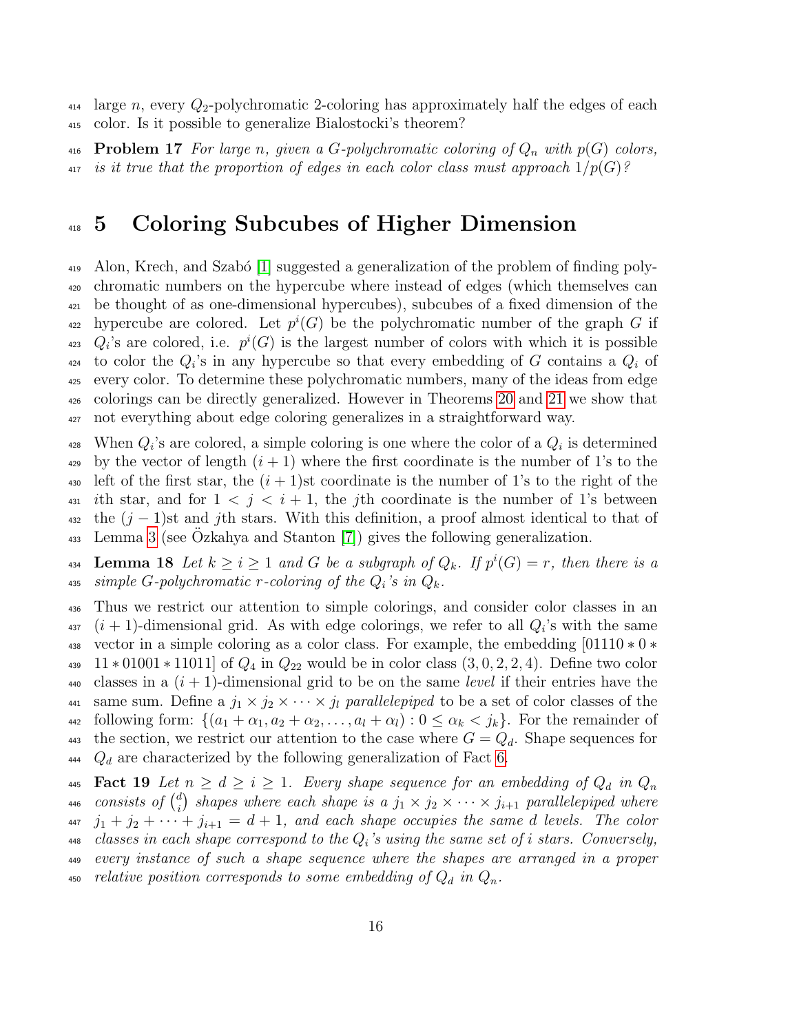large $n$, every $Q_2$-polychromatic 2-coloring has approximately half the edges of each color. Is it possible to generalize Bialostocki's theorem?

**Problem 17** *For large $n$, given a $G$-polychromatic coloring of $Q_n$ with $p(G)$ colors, is it true that the proportion of edges in each color class must approach $1/p(G)$?*

# 5 Coloring Subcubes of Higher Dimension

Alon, Krech, and Szabó [1] suggested a generalization of the problem of finding polychromatic numbers on the hypercube where instead of edges (which themselves can be thought of as one-dimensional hypercubes), subcubes of a fixed dimension of the hypercube are colored. Let $p^i(G)$ be the polychromatic number of the graph $G$ if $Q_i$'s are colored, i.e. $p^i(G)$ is the largest number of colors with which it is possible to color the $Q_i$'s in any hypercube so that every embedding of $G$ contains a $Q_i$ of every color. To determine these polychromatic numbers, many of the ideas from edge colorings can be directly generalized. However in Theorems 20 and 21 we show that not everything about edge coloring generalizes in a straightforward way.

When $Q_i$'s are colored, a simple coloring is one where the color of a $Q_i$ is determined by the vector of length $(i+1)$ where the first coordinate is the number of 1's to the left of the first star, the $(i+1)$st coordinate is the number of 1's to the right of the $i$th star, and for $1 < j < i+1$, the $j$th coordinate is the number of 1's between the $(j-1)$st and $j$th stars. With this definition, a proof almost identical to that of Lemma 3 (see Özkahya and Stanton [7]) gives the following generalization.

**Lemma 18** *Let $k \geq i \geq 1$ and $G$ be a subgraph of $Q_k$. If $p^i(G) = r$, then there is a simple $G$-polychromatic $r$-coloring of the $Q_i$'s in $Q_k$.*

Thus we restrict our attention to simple colorings, and consider color classes in an $(i+1)$-dimensional grid. As with edge colorings, we refer to all $Q_i$'s with the same vector in a simple coloring as a color class. For example, the embedding $[01110 * 0 * 11 * 01001 * 11011]$ of $Q_4$ in $Q_{22}$ would be in color class $(3, 0, 2, 2, 4)$. Define two color classes in a $(i+1)$-dimensional grid to be on the same *level* if their entries have the same sum. Define a $j_1 \times j_2 \times \cdots \times j_l$ *parallelepiped* to be a set of color classes of the following form: $\{(a_1 + \alpha_1, a_2 + \alpha_2, \ldots, a_l + \alpha_l) : 0 \leq \alpha_k < j_k\}$. For the remainder of the section, we restrict our attention to the case where $G = Q_d$. Shape sequences for $Q_d$ are characterized by the following generalization of Fact 6.

**Fact 19** *Let $n \geq d \geq i \geq 1$. Every shape sequence for an embedding of $Q_d$ in $Q_n$ consists of $\binom{d}{i}$ shapes where each shape is a $j_1 \times j_2 \times \cdots \times j_{i+1}$ parallelepiped where $j_1 + j_2 + \cdots + j_{i+1} = d + 1$, and each shape occupies the same $d$ levels. The color classes in each shape correspond to the $Q_i$'s using the same set of $i$ stars. Conversely, every instance of such a shape sequence where the shapes are arranged in a proper relative position corresponds to some embedding of $Q_d$ in $Q_n$.*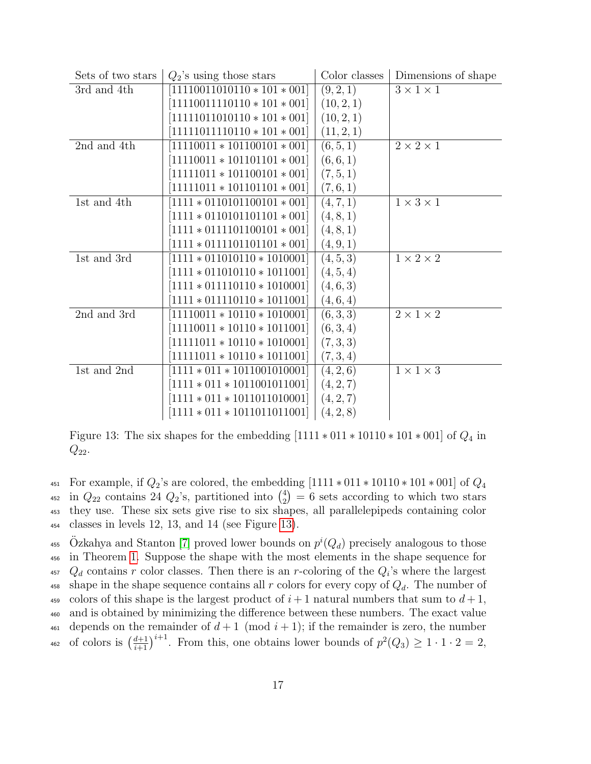| Sets of two stars | $Q_2$'s using those stars | Color classes | Dimensions of shape |
|---|---|---|---|
| 3rd and 4th | $[11110011010110 * 101 * 001]$ | $(9, 2, 1)$ | $3 \times 1 \times 1$ |
| | $[11110011110110 * 101 * 001]$ | $(10, 2, 1)$ | |
| | $[11111011010110 * 101 * 001]$ | $(10, 2, 1)$ | |
| | $[11111011110110 * 101 * 001]$ | $(11, 2, 1)$ | |
| 2nd and 4th | $[11110011 * 101100101 * 001]$ | $(6, 5, 1)$ | $2 \times 2 \times 1$ |
| | $[11110011 * 101101101 * 001]$ | $(6, 6, 1)$ | |
| | $[11111011 * 101100101 * 001]$ | $(7, 5, 1)$ | |
| | $[11111011 * 101101101 * 001]$ | $(7, 6, 1)$ | |
| 1st and 4th | $[1111 * 0110101100101 * 001]$ | $(4, 7, 1)$ | $1 \times 3 \times 1$ |
| | $[1111 * 0110101101101 * 001]$ | $(4, 8, 1)$ | |
| | $[1111 * 0111101100101 * 001]$ | $(4, 8, 1)$ | |
| | $[1111 * 0111101101101 * 001]$ | $(4, 9, 1)$ | |
| 1st and 3rd | $[1111 * 011010110 * 1010001]$ | $(4, 5, 3)$ | $1 \times 2 \times 2$ |
| | $[1111 * 011010110 * 1011001]$ | $(4, 5, 4)$ | |
| | $[1111 * 011110110 * 1010001]$ | $(4, 6, 3)$ | |
| | $[1111 * 011110110 * 1011001]$ | $(4, 6, 4)$ | |
| 2nd and 3rd | $[11110011 * 10110 * 1010001]$ | $(6, 3, 3)$ | $2 \times 1 \times 2$ |
| | $[11110011 * 10110 * 1011001]$ | $(6, 3, 4)$ | |
| | $[11111011 * 10110 * 1010001]$ | $(7, 3, 3)$ | |
| | $[11111011 * 10110 * 1011001]$ | $(7, 3, 4)$ | |
| 1st and 2nd | $[1111 * 011 * 1011001010001]$ | $(4, 2, 6)$ | $1 \times 1 \times 3$ |
| | $[1111 * 011 * 1011001011001]$ | $(4, 2, 7)$ | |
| | $[1111 * 011 * 1011011010001]$ | $(4, 2, 7)$ | |
| | $[1111 * 011 * 1011011011001]$ | $(4, 2, 8)$ | |

Figure 13: The six shapes for the embedding $[1111 * 011 * 10110 * 101 * 001]$ of $Q_4$ in $Q_{22}$.

For example, if $Q_2$'s are colored, the embedding $[1111 * 011 * 10110 * 101 * 001]$ of $Q_4$ in $Q_{22}$ contains 24 $Q_2$'s, partitioned into $\binom{4}{2} = 6$ sets according to which two stars they use. These six sets give rise to six shapes, all parallelepipeds containing color classes in levels 12, 13, and 14 (see Figure 13).

Özkahya and Stanton [7] proved lower bounds on $p^i(Q_d)$ precisely analogous to those in Theorem 1. Suppose the shape with the most elements in the shape sequence for $Q_d$ contains $r$ color classes. Then there is an $r$-coloring of the $Q_i$'s where the largest shape in the shape sequence contains all $r$ colors for every copy of $Q_d$. The number of colors of this shape is the largest product of $i+1$ natural numbers that sum to $d+1$, and is obtained by minimizing the difference between these numbers. The exact value depends on the remainder of $d+1 \pmod{i+1}$; if the remainder is zero, the number of colors is $\left(\frac{d+1}{i+1}\right)^{i+1}$. From this, one obtains lower bounds of $p^2(Q_3) \geq 1 \cdot 1 \cdot 2 = 2$,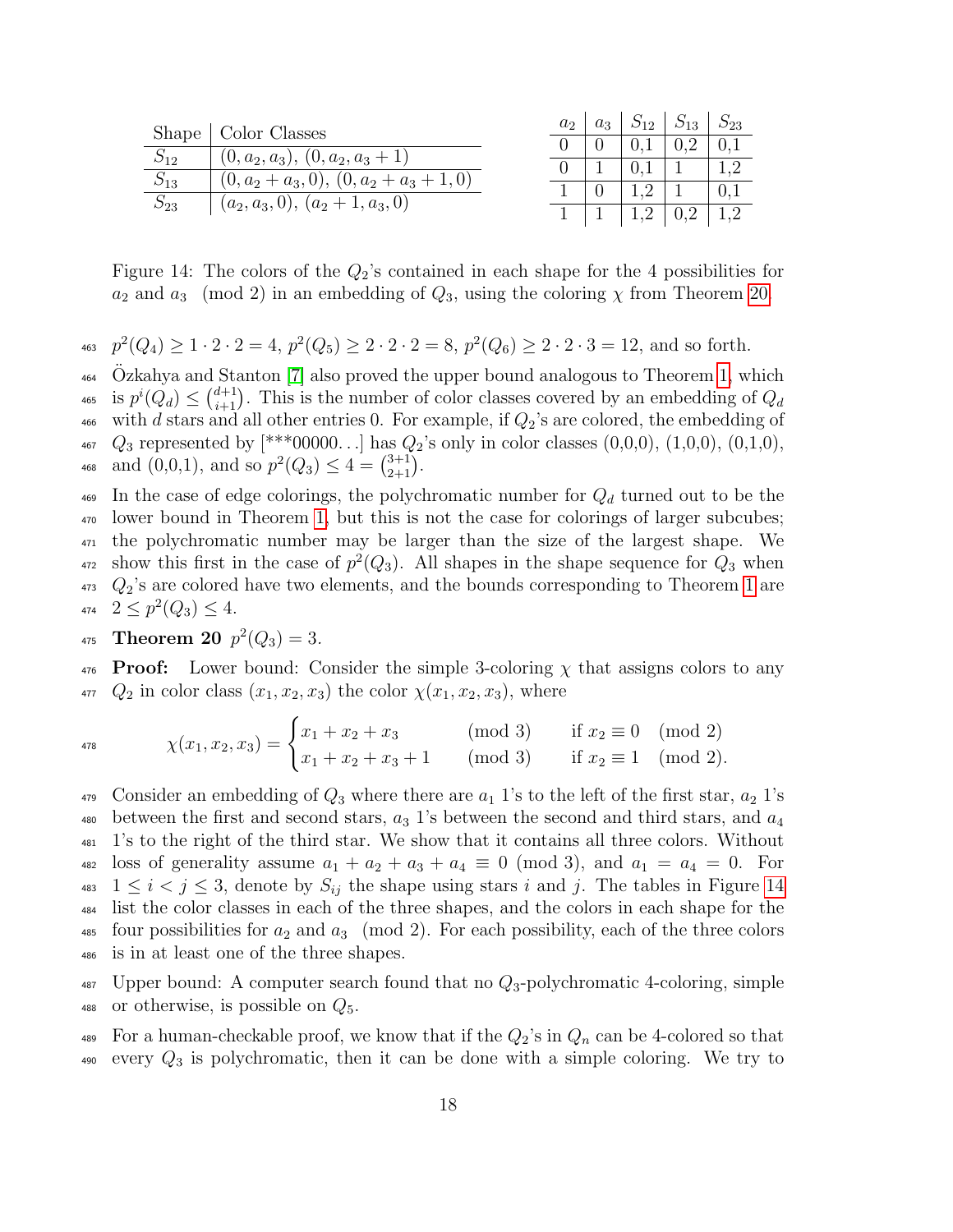| Shape | Color Classes |
|---|---|
| $S_{12}$ | $(0, a_2, a_3)$, $(0, a_2, a_3 + 1)$ |
| $S_{13}$ | $(0, a_2 + a_3, 0)$, $(0, a_2 + a_3 + 1, 0)$ |
| $S_{23}$ | $(a_2, a_3, 0)$, $(a_2 + 1, a_3, 0)$ |

| $a_2$ | $a_3$ | $S_{12}$ | $S_{13}$ | $S_{23}$ |
|---|---|---|---|---|
| 0 | 0 | 0,1 | 0,2 | 0,1 |
| 0 | 1 | 0,1 | 1 | 1,2 |
| 1 | 0 | 1,2 | 1 | 0,1 |
| 1 | 1 | 1,2 | 0,2 | 1,2 |

Figure 14: The colors of the $Q_2$'s contained in each shape for the 4 possibilities for $a_2$ and $a_3 \pmod 2$ in an embedding of $Q_3$, using the coloring $\chi$ from Theorem 20.

$p^2(Q_4) \geq 1 \cdot 2 \cdot 2 = 4$, $p^2(Q_5) \geq 2 \cdot 2 \cdot 2 = 8$, $p^2(Q_6) \geq 2 \cdot 2 \cdot 3 = 12$, and so forth.

Özkahya and Stanton [7] also proved the upper bound analogous to Theorem 1, which is $p^i(Q_d) \leq \binom{d+1}{i+1}$. This is the number of color classes covered by an embedding of $Q_d$ with $d$ stars and all other entries 0. For example, if $Q_2$'s are colored, the embedding of $Q_3$ represented by [***00000...] has $Q_2$'s only in color classes (0,0,0), (1,0,0), (0,1,0), and (0,0,1), and so $p^2(Q_3) \leq 4 = \binom{3+1}{2+1}$.

In the case of edge colorings, the polychromatic number for $Q_d$ turned out to be the lower bound in Theorem 1, but this is not the case for colorings of larger subcubes; the polychromatic number may be larger than the size of the largest shape. We show this first in the case of $p^2(Q_3)$. All shapes in the shape sequence for $Q_3$ when $Q_2$'s are colored have two elements, and the bounds corresponding to Theorem 1 are $2 \leq p^2(Q_3) \leq 4$.

**Theorem 20** $p^2(Q_3) = 3$.

**Proof:** Lower bound: Consider the simple 3-coloring $\chi$ that assigns colors to any $Q_2$ in color class $(x_1, x_2, x_3)$ the color $\chi(x_1, x_2, x_3)$, where

$$\chi(x_1, x_2, x_3) = \begin{cases} x_1 + x_2 + x_3 \pmod 3 & \text{if } x_2 \equiv 0 \pmod 2 \\ x_1 + x_2 + x_3 + 1 \pmod 3 & \text{if } x_2 \equiv 1 \pmod 2. \end{cases}$$

Consider an embedding of $Q_3$ where there are $a_1$ 1's to the left of the first star, $a_2$ 1's between the first and second stars, $a_3$ 1's between the second and third stars, and $a_4$ 1's to the right of the third star. We show that it contains all three colors. Without loss of generality assume $a_1 + a_2 + a_3 + a_4 \equiv 0 \pmod 3$, and $a_1 = a_4 = 0$. For $1 \leq i < j \leq 3$, denote by $S_{ij}$ the shape using stars $i$ and $j$. The tables in Figure 14 list the color classes in each of the three shapes, and the colors in each shape for the four possibilities for $a_2$ and $a_3 \pmod 2$. For each possibility, each of the three colors is in at least one of the three shapes.

Upper bound: A computer search found that no $Q_3$-polychromatic 4-coloring, simple or otherwise, is possible on $Q_5$.

For a human-checkable proof, we know that if the $Q_2$'s in $Q_n$ can be 4-colored so that every $Q_3$ is polychromatic, then it can be done with a simple coloring. We try to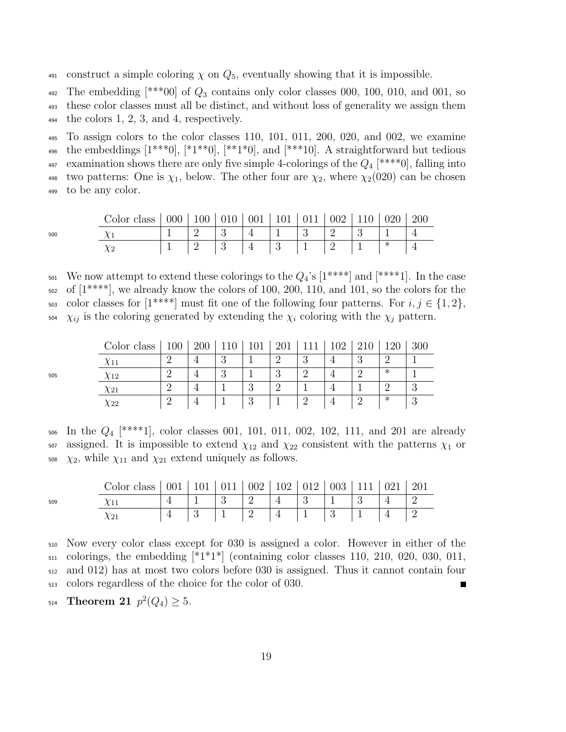construct a simple coloring $\chi$ on $Q_5$, eventually showing that it is impossible.

The embedding [***00] of $Q_3$ contains only color classes 000, 100, 010, and 001, so these color classes must all be distinct, and without loss of generality we assign them the colors 1, 2, 3, and 4, respectively.

To assign colors to the color classes 110, 101, 011, 200, 020, and 002, we examine the embeddings [1***0], [*1**0], [**1*0], and [***10]. A straightforward but tedious examination shows there are only five simple 4-colorings of the $Q_4$ [****0], falling into two patterns: One is $\chi_1$, below. The other four are $\chi_2$, where $\chi_2(020)$ can be chosen to be any color.

| Color class | 000 | 100 | 010 | 001 | 101 | 011 | 002 | 110 | 020 | 200 |
|---|---|---|---|---|---|---|---|---|---|---|
| $\chi_1$ | 1 | 2 | 3 | 4 | 1 | 3 | 2 | 3 | 1 | 4 |
| $\chi_2$ | 1 | 2 | 3 | 4 | 3 | 1 | 2 | 1 | * | 4 |

We now attempt to extend these colorings to the $Q_4$'s [1****] and [****1]. In the case of [1****], we already know the colors of 100, 200, 110, and 101, so the colors for the color classes for [1****] must fit one of the following four patterns. For $i, j \in \{1, 2\}$, $\chi_{ij}$ is the coloring generated by extending the $\chi_i$ coloring with the $\chi_j$ pattern.

| Color class | 100 | 200 | 110 | 101 | 201 | 111 | 102 | 210 | 120 | 300 |
|---|---|---|---|---|---|---|---|---|---|---|
| $\chi_{11}$ | 2 | 4 | 3 | 1 | 2 | 3 | 4 | 3 | 2 | 1 |
| $\chi_{12}$ | 2 | 4 | 3 | 1 | 3 | 2 | 4 | 2 | * | 1 |
| $\chi_{21}$ | 2 | 4 | 1 | 3 | 2 | 1 | 4 | 1 | 2 | 3 |
| $\chi_{22}$ | 2 | 4 | 1 | 3 | 1 | 2 | 4 | 2 | * | 3 |

In the $Q_4$ [****1], color classes 001, 101, 011, 002, 102, 111, and 201 are already assigned. It is impossible to extend $\chi_{12}$ and $\chi_{22}$ consistent with the patterns $\chi_1$ or $\chi_2$, while $\chi_{11}$ and $\chi_{21}$ extend uniquely as follows.

| Color class | 001 | 101 | 011 | 002 | 102 | 012 | 003 | 111 | 021 | 201 |
|---|---|---|---|---|---|---|---|---|---|---|
| $\chi_{11}$ | 4 | 1 | 3 | 2 | 4 | 3 | 1 | 3 | 4 | 2 |
| $\chi_{21}$ | 4 | 3 | 1 | 2 | 4 | 1 | 3 | 1 | 4 | 2 |

Now every color class except for 030 is assigned a color. However in either of the colorings, the embedding [*1*1*] (containing color classes 110, 210, 020, 030, 011, and 012) has at most two colors before 030 is assigned. Thus it cannot contain four colors regardless of the choice for the color of 030. ■

**Theorem 21** $p^2(Q_4) \geq 5$.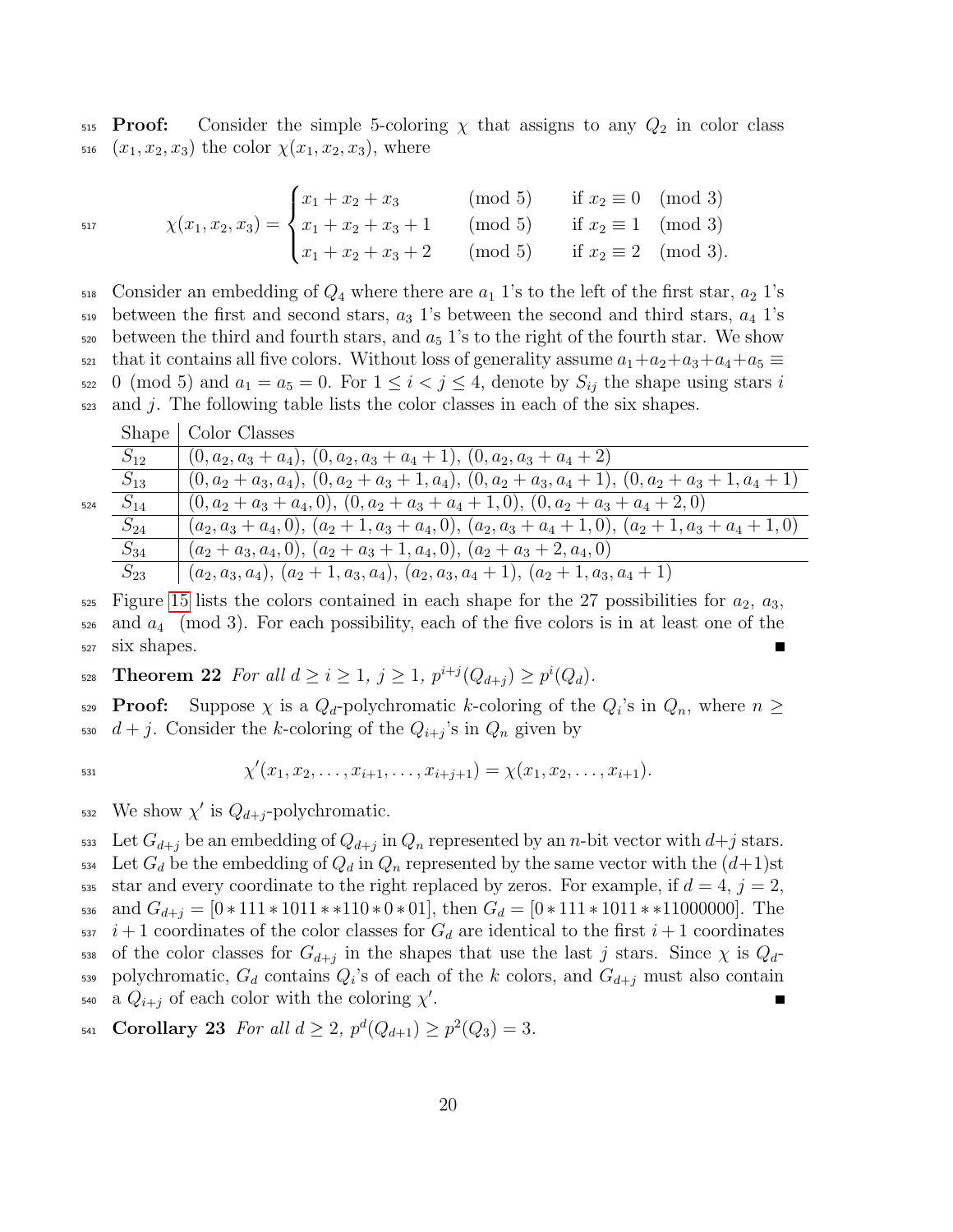**Proof:** Consider the simple 5-coloring $\chi$ that assigns to any $Q_2$ in color class $(x_1, x_2, x_3)$ the color $\chi(x_1, x_2, x_3)$, where

$$\chi(x_1,x_2,x_3) = \begin{cases} x_1 + x_2 + x_3 \pmod 5 & \text{if } x_2 \equiv 0 \pmod 3 \\ x_1 + x_2 + x_3 + 1 \pmod 5 & \text{if } x_2 \equiv 1 \pmod 3 \\ x_1 + x_2 + x_3 + 2 \pmod 5 & \text{if } x_2 \equiv 2 \pmod 3. \end{cases}$$

Consider an embedding of $Q_4$ where there are $a_1$ 1's to the left of the first star, $a_2$ 1's between the first and second stars, $a_3$ 1's between the second and third stars, $a_4$ 1's between the third and fourth stars, and $a_5$ 1's to the right of the fourth star. We show that it contains all five colors. Without loss of generality assume $a_1+a_2+a_3+a_4+a_5 \equiv 0 \pmod 5$ and $a_1 = a_5 = 0$. For $1 \le i < j \le 4$, denote by $S_{ij}$ the shape using stars $i$ and $j$. The following table lists the color classes in each of the six shapes.

| Shape | Color Classes |
|---|---|
| $S_{12}$ | $(0, a_2, a_3 + a_4)$, $(0, a_2, a_3 + a_4 + 1)$, $(0, a_2, a_3 + a_4 + 2)$ |
| $S_{13}$ | $(0, a_2 + a_3, a_4)$, $(0, a_2 + a_3 + 1, a_4)$, $(0, a_2 + a_3, a_4 + 1)$, $(0, a_2 + a_3 + 1, a_4 + 1)$ |
| $S_{14}$ | $(0, a_2 + a_3 + a_4, 0)$, $(0, a_2 + a_3 + a_4 + 1, 0)$, $(0, a_2 + a_3 + a_4 + 2, 0)$ |
| $S_{24}$ | $(a_2, a_3 + a_4, 0)$, $(a_2 + 1, a_3 + a_4, 0)$, $(a_2, a_3 + a_4 + 1, 0)$, $(a_2 + 1, a_3 + a_4 + 1, 0)$ |
| $S_{34}$ | $(a_2 + a_3, a_4, 0)$, $(a_2 + a_3 + 1, a_4, 0)$, $(a_2 + a_3 + 2, a_4, 0)$ |
| $S_{23}$ | $(a_2, a_3, a_4)$, $(a_2 + 1, a_3, a_4)$, $(a_2, a_3, a_4 + 1)$, $(a_2 + 1, a_3, a_4 + 1)$ |

Figure 15 lists the colors contained in each shape for the 27 possibilities for $a_2$, $a_3$, and $a_4 \pmod 3$. For each possibility, each of the five colors is in at least one of the six shapes. ■

**Theorem 22** *For all $d \ge i \ge 1$, $j \ge 1$, $p^{i+j}(Q_{d+j}) \ge p^i(Q_d)$.*

**Proof:** Suppose $\chi$ is a $Q_d$-polychromatic $k$-coloring of the $Q_i$'s in $Q_n$, where $n \ge d + j$. Consider the $k$-coloring of the $Q_{i+j}$'s in $Q_n$ given by

$$\chi'(x_1, x_2, \ldots, x_{i+1}, \ldots, x_{i+j+1}) = \chi(x_1, x_2, \ldots, x_{i+1}).$$

We show $\chi'$ is $Q_{d+j}$-polychromatic.

Let $G_{d+j}$ be an embedding of $Q_{d+j}$ in $Q_n$ represented by an $n$-bit vector with $d+j$ stars. Let $G_d$ be the embedding of $Q_d$ in $Q_n$ represented by the same vector with the $(d+1)$st star and every coordinate to the right replaced by zeros. For example, if $d = 4$, $j = 2$, and $G_{d+j} = [0*111*1011**110*0*01]$, then $G_d = [0*111*1011**11000000]$. The $i+1$ coordinates of the color classes for $G_d$ are identical to the first $i+1$ coordinates of the color classes for $G_{d+j}$ in the shapes that use the last $j$ stars. Since $\chi$ is $Q_d$-polychromatic, $G_d$ contains $Q_i$'s of each of the $k$ colors, and $G_{d+j}$ must also contain a $Q_{i+j}$ of each color with the coloring $\chi'$. ■

**Corollary 23** *For all $d \ge 2$, $p^d(Q_{d+1}) \ge p^2(Q_3) = 3$.*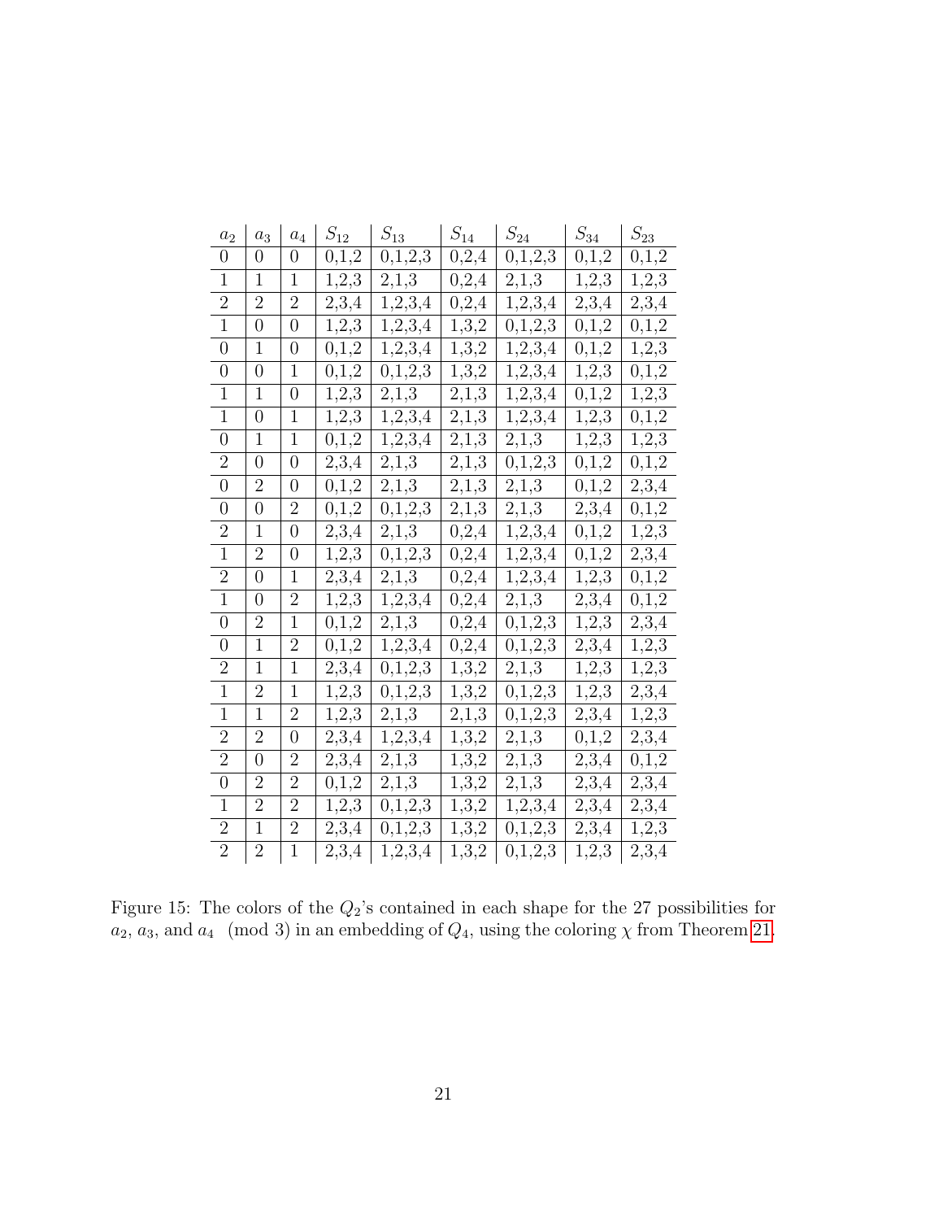| $a_2$ | $a_3$ | $a_4$ | $S_{12}$ | $S_{13}$ | $S_{14}$ | $S_{24}$ | $S_{34}$ | $S_{23}$ |
|---|---|---|---|---|---|---|---|---|
| 0 | 0 | 0 | 0,1,2 | 0,1,2,3 | 0,2,4 | 0,1,2,3 | 0,1,2 | 0,1,2 |
| 1 | 1 | 1 | 1,2,3 | 2,1,3 | 0,2,4 | 2,1,3 | 1,2,3 | 1,2,3 |
| 2 | 2 | 2 | 2,3,4 | 1,2,3,4 | 0,2,4 | 1,2,3,4 | 2,3,4 | 2,3,4 |
| 1 | 0 | 0 | 1,2,3 | 1,2,3,4 | 1,3,2 | 0,1,2,3 | 0,1,2 | 0,1,2 |
| 0 | 1 | 0 | 0,1,2 | 1,2,3,4 | 1,3,2 | 1,2,3,4 | 0,1,2 | 1,2,3 |
| 0 | 0 | 1 | 0,1,2 | 0,1,2,3 | 1,3,2 | 1,2,3,4 | 1,2,3 | 0,1,2 |
| 1 | 1 | 0 | 1,2,3 | 2,1,3 | 2,1,3 | 1,2,3,4 | 0,1,2 | 1,2,3 |
| 1 | 0 | 1 | 1,2,3 | 1,2,3,4 | 2,1,3 | 1,2,3,4 | 1,2,3 | 0,1,2 |
| 0 | 1 | 1 | 0,1,2 | 1,2,3,4 | 2,1,3 | 2,1,3 | 1,2,3 | 1,2,3 |
| 2 | 0 | 0 | 2,3,4 | 2,1,3 | 2,1,3 | 0,1,2,3 | 0,1,2 | 0,1,2 |
| 0 | 2 | 0 | 0,1,2 | 2,1,3 | 2,1,3 | 2,1,3 | 0,1,2 | 2,3,4 |
| 0 | 0 | 2 | 0,1,2 | 0,1,2,3 | 2,1,3 | 2,1,3 | 2,3,4 | 0,1,2 |
| 2 | 1 | 0 | 2,3,4 | 2,1,3 | 0,2,4 | 1,2,3,4 | 0,1,2 | 1,2,3 |
| 1 | 2 | 0 | 1,2,3 | 0,1,2,3 | 0,2,4 | 1,2,3,4 | 0,1,2 | 2,3,4 |
| 2 | 0 | 1 | 2,3,4 | 2,1,3 | 0,2,4 | 1,2,3,4 | 1,2,3 | 0,1,2 |
| 1 | 0 | 2 | 1,2,3 | 1,2,3,4 | 0,2,4 | 2,1,3 | 2,3,4 | 0,1,2 |
| 0 | 2 | 1 | 0,1,2 | 2,1,3 | 0,2,4 | 0,1,2,3 | 1,2,3 | 2,3,4 |
| 0 | 1 | 2 | 0,1,2 | 1,2,3,4 | 0,2,4 | 0,1,2,3 | 2,3,4 | 1,2,3 |
| 2 | 1 | 1 | 2,3,4 | 0,1,2,3 | 1,3,2 | 2,1,3 | 1,2,3 | 1,2,3 |
| 1 | 2 | 1 | 1,2,3 | 0,1,2,3 | 1,3,2 | 0,1,2,3 | 1,2,3 | 2,3,4 |
| 1 | 1 | 2 | 1,2,3 | 2,1,3 | 2,1,3 | 0,1,2,3 | 2,3,4 | 1,2,3 |
| 2 | 2 | 0 | 2,3,4 | 1,2,3,4 | 1,3,2 | 2,1,3 | 0,1,2 | 2,3,4 |
| 2 | 0 | 2 | 2,3,4 | 2,1,3 | 1,3,2 | 2,1,3 | 2,3,4 | 0,1,2 |
| 0 | 2 | 2 | 0,1,2 | 2,1,3 | 1,3,2 | 2,1,3 | 2,3,4 | 2,3,4 |
| 1 | 2 | 2 | 1,2,3 | 0,1,2,3 | 1,3,2 | 1,2,3,4 | 2,3,4 | 2,3,4 |
| 2 | 1 | 2 | 2,3,4 | 0,1,2,3 | 1,3,2 | 0,1,2,3 | 2,3,4 | 1,2,3 |
| 2 | 2 | 1 | 2,3,4 | 1,2,3,4 | 1,3,2 | 0,1,2,3 | 1,2,3 | 2,3,4 |

Figure 15: The colors of the $Q_2$'s contained in each shape for the 27 possibilities for $a_2$, $a_3$, and $a_4 \pmod 3$ in an embedding of $Q_4$, using the coloring $\chi$ from Theorem 21.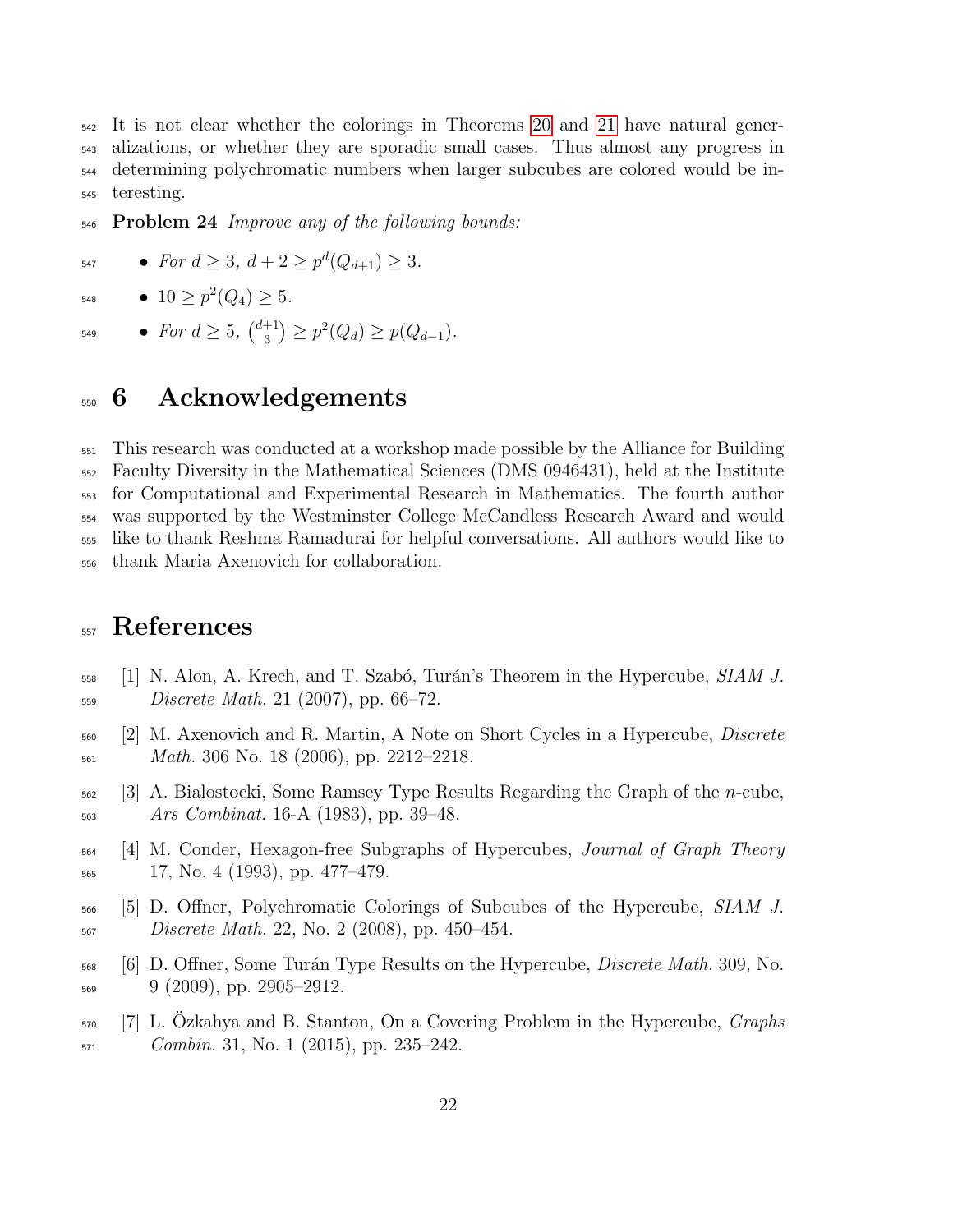It is not clear whether the colorings in Theorems 20 and 21 have natural generalizations, or whether they are sporadic small cases. Thus almost any progress in determining polychromatic numbers when larger subcubes are colored would be interesting.

**Problem 24** *Improve any of the following bounds:*

- *For* $d \geq 3$, $d+2 \geq p^d(Q_{d+1}) \geq 3$.
- $10 \geq p^2(Q_4) \geq 5$.
- *For* $d \geq 5$, $\binom{d+1}{3} \geq p^2(Q_d) \geq p(Q_{d-1})$.

# 6 Acknowledgements

This research was conducted at a workshop made possible by the Alliance for Building Faculty Diversity in the Mathematical Sciences (DMS 0946431), held at the Institute for Computational and Experimental Research in Mathematics. The fourth author was supported by the Westminster College McCandless Research Award and would like to thank Reshma Ramadurai for helpful conversations. All authors would like to thank Maria Axenovich for collaboration.

# References

[1] N. Alon, A. Krech, and T. Szabó, Turán's Theorem in the Hypercube, *SIAM J. Discrete Math.* 21 (2007), pp. 66–72.

[2] M. Axenovich and R. Martin, A Note on Short Cycles in a Hypercube, *Discrete Math.* 306 No. 18 (2006), pp. 2212–2218.

[3] A. Bialostocki, Some Ramsey Type Results Regarding the Graph of the $n$-cube, *Ars Combinat.* 16-A (1983), pp. 39–48.

[4] M. Conder, Hexagon-free Subgraphs of Hypercubes, *Journal of Graph Theory* 17, No. 4 (1993), pp. 477–479.

[5] D. Offner, Polychromatic Colorings of Subcubes of the Hypercube, *SIAM J. Discrete Math.* 22, No. 2 (2008), pp. 450–454.

[6] D. Offner, Some Turán Type Results on the Hypercube, *Discrete Math.* 309, No. 9 (2009), pp. 2905–2912.

[7] L. Özkahya and B. Stanton, On a Covering Problem in the Hypercube, *Graphs Combin.* 31, No. 1 (2015), pp. 235–242.